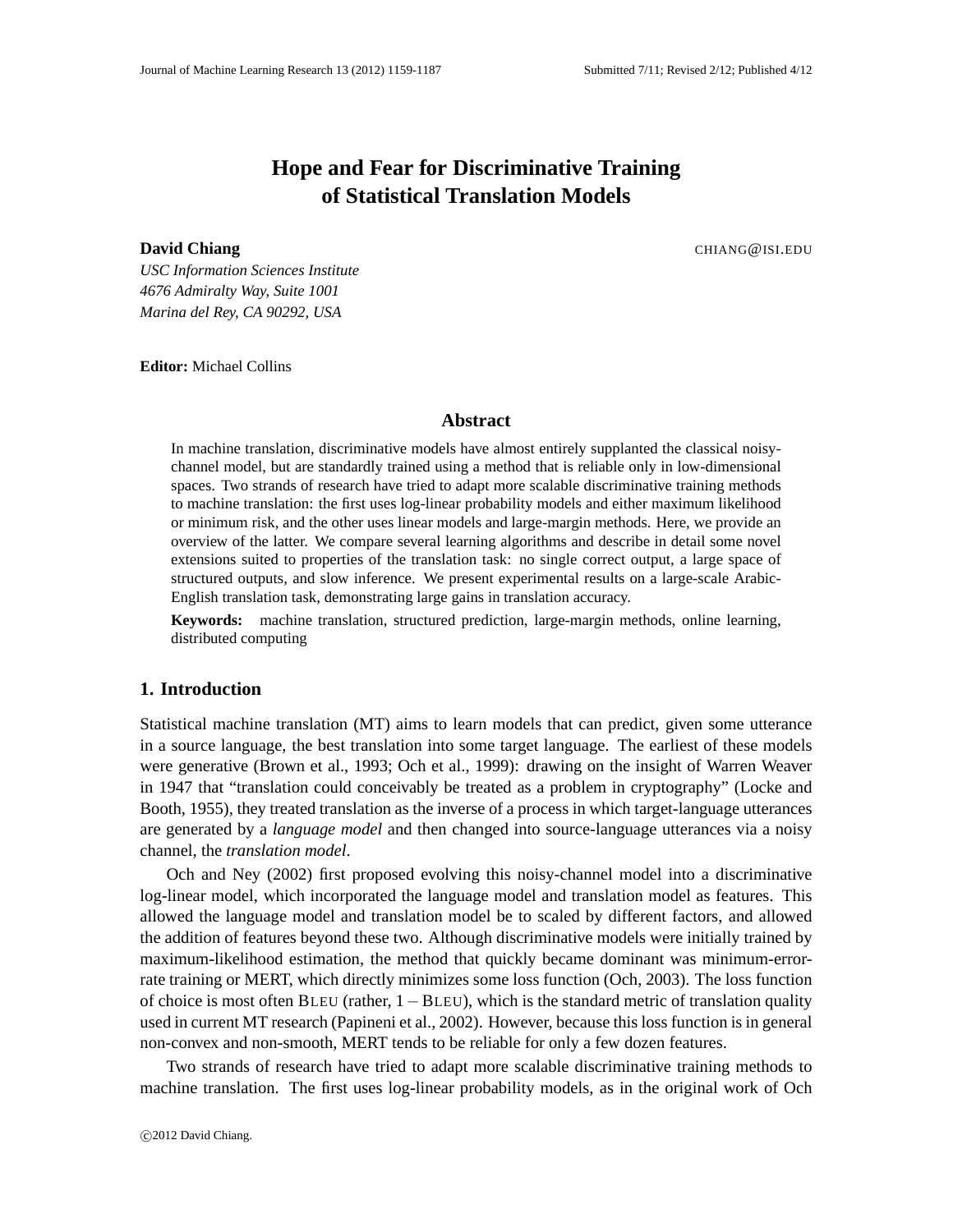# Hope and Fear for Discriminative Training of Statistical Translation Models

**David Chiang** CHIANG@ISI.EDU

*USC Information Sciences Institute*
*4676 Admiralty Way, Suite 1001*
*Marina del Rey, CA 90292, USA*

**Editor:** Michael Collins

## Abstract

In machine translation, discriminative models have almost entirely supplanted the classical noisy-channel model, but are standardly trained using a method that is reliable only in low-dimensional spaces. Two strands of research have tried to adapt more scalable discriminative training methods to machine translation: the first uses log-linear probability models and either maximum likelihood or minimum risk, and the other uses linear models and large-margin methods. Here, we provide an overview of the latter. We compare several learning algorithms and describe in detail some novel extensions suited to properties of the translation task: no single correct output, a large space of structured outputs, and slow inference. We present experimental results on a large-scale Arabic-English translation task, demonstrating large gains in translation accuracy.

**Keywords:** machine translation, structured prediction, large-margin methods, online learning, distributed computing

## 1. Introduction

Statistical machine translation (MT) aims to learn models that can predict, given some utterance in a source language, the best translation into some target language. The earliest of these models were generative (Brown et al., 1993; Och et al., 1999): drawing on the insight of Warren Weaver in 1947 that "translation could conceivably be treated as a problem in cryptography" (Locke and Booth, 1955), they treated translation as the inverse of a process in which target-language utterances are generated by a *language model* and then changed into source-language utterances via a noisy channel, the *translation model*.

Och and Ney (2002) first proposed evolving this noisy-channel model into a discriminative log-linear model, which incorporated the language model and translation model as features. This allowed the language model and translation model be to scaled by different factors, and allowed the addition of features beyond these two. Although discriminative models were initially trained by maximum-likelihood estimation, the method that quickly became dominant was minimum-error-rate training or MERT, which directly minimizes some loss function (Och, 2003). The loss function of choice is most often BLEU (rather, $1 - \text{BLEU}$), which is the standard metric of translation quality used in current MT research (Papineni et al., 2002). However, because this loss function is in general non-convex and non-smooth, MERT tends to be reliable for only a few dozen features.

Two strands of research have tried to adapt more scalable discriminative training methods to machine translation. The first uses log-linear probability models, as in the original work of Och

©2012 David Chiang.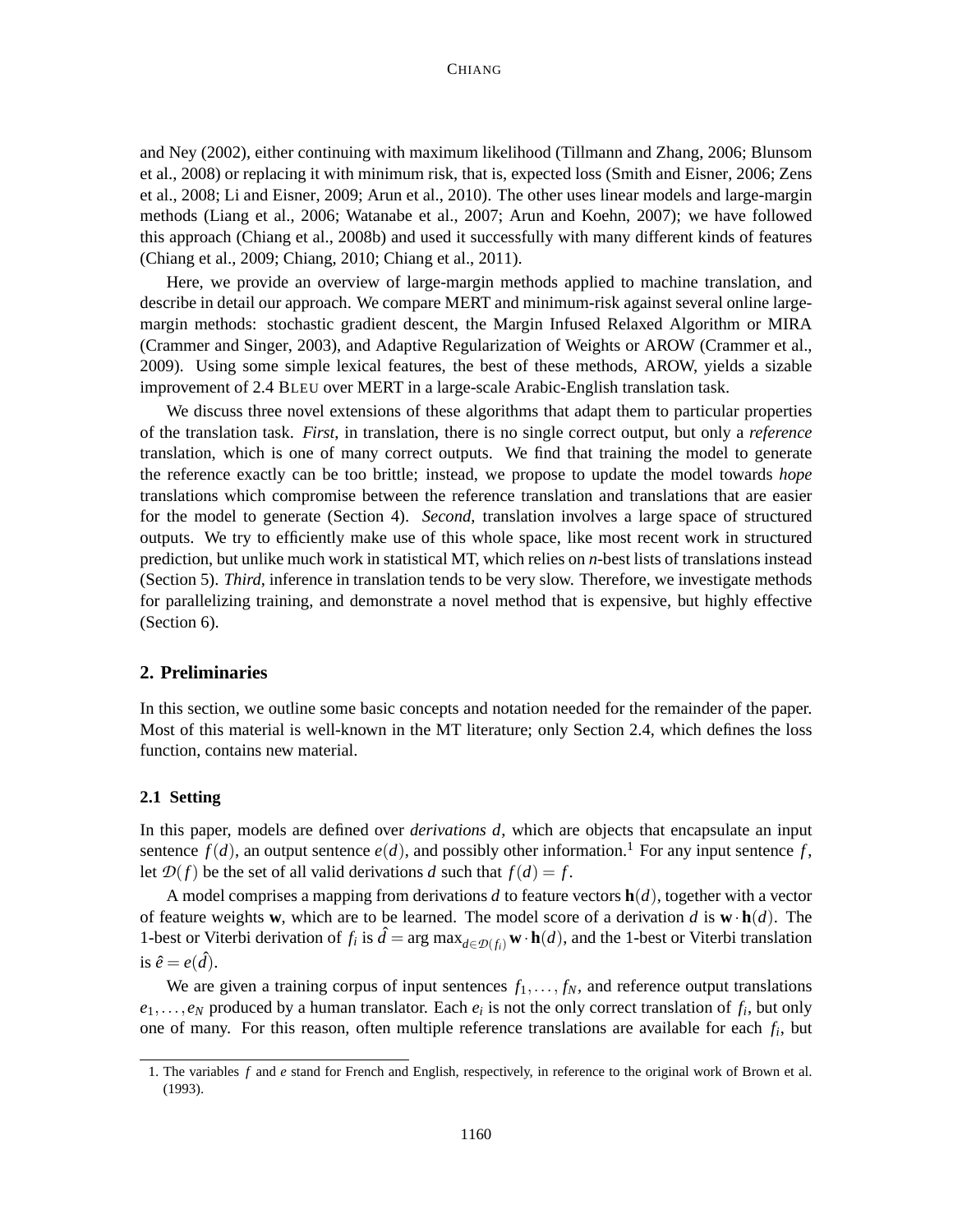and Ney (2002), either continuing with maximum likelihood (Tillmann and Zhang, 2006; Blunsom et al., 2008) or replacing it with minimum risk, that is, expected loss (Smith and Eisner, 2006; Zens et al., 2008; Li and Eisner, 2009; Arun et al., 2010). The other uses linear models and large-margin methods (Liang et al., 2006; Watanabe et al., 2007; Arun and Koehn, 2007); we have followed this approach (Chiang et al., 2008b) and used it successfully with many different kinds of features (Chiang et al., 2009; Chiang, 2010; Chiang et al., 2011).

Here, we provide an overview of large-margin methods applied to machine translation, and describe in detail our approach. We compare MERT and minimum-risk against several online large-margin methods: stochastic gradient descent, the Margin Infused Relaxed Algorithm or MIRA (Crammer and Singer, 2003), and Adaptive Regularization of Weights or AROW (Crammer et al., 2009). Using some simple lexical features, the best of these methods, AROW, yields a sizable improvement of 2.4 BLEU over MERT in a large-scale Arabic-English translation task.

We discuss three novel extensions of these algorithms that adapt them to particular properties of the translation task. *First*, in translation, there is no single correct output, but only a *reference* translation, which is one of many correct outputs. We find that training the model to generate the reference exactly can be too brittle; instead, we propose to update the model towards *hope* translations which compromise between the reference translation and translations that are easier for the model to generate (Section 4). *Second*, translation involves a large space of structured outputs. We try to efficiently make use of this whole space, like most recent work in structured prediction, but unlike much work in statistical MT, which relies on *n*-best lists of translations instead (Section 5). *Third*, inference in translation tends to be very slow. Therefore, we investigate methods for parallelizing training, and demonstrate a novel method that is expensive, but highly effective (Section 6).

## 2. Preliminaries

In this section, we outline some basic concepts and notation needed for the remainder of the paper. Most of this material is well-known in the MT literature; only Section 2.4, which defines the loss function, contains new material.

### 2.1 Setting

In this paper, models are defined over *derivations* $d$, which are objects that encapsulate an input sentence $f(d)$, an output sentence $e(d)$, and possibly other information.[1] For any input sentence $f$, let $\mathcal{D}(f)$ be the set of all valid derivations $d$ such that $f(d) = f$.

A model comprises a mapping from derivations $d$ to feature vectors $\mathbf{h}(d)$, together with a vector of feature weights $\mathbf{w}$, which are to be learned. The model score of a derivation $d$ is $\mathbf{w} \cdot \mathbf{h}(d)$. The 1-best or Viterbi derivation of $f_i$ is $\hat{d} = \arg\max_{d \in \mathcal{D}(f_i)} \mathbf{w} \cdot \mathbf{h}(d)$, and the 1-best or Viterbi translation is $\hat{e} = e(\hat{d})$.

We are given a training corpus of input sentences $f_1, \ldots, f_N$, and reference output translations $e_1, \ldots, e_N$ produced by a human translator. Each $e_i$ is not the only correct translation of $f_i$, but only one of many. For this reason, often multiple reference translations are available for each $f_i$, but

1. The variables $f$ and $e$ stand for French and English, respectively, in reference to the original work of Brown et al. (1993).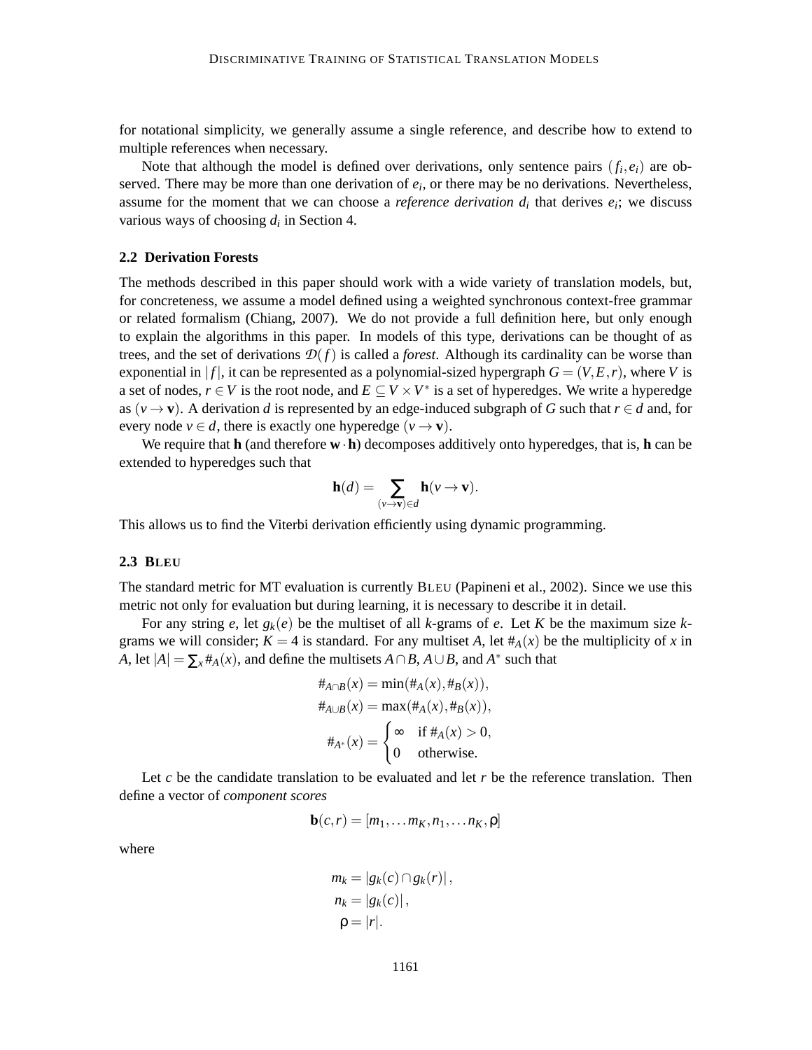for notational simplicity, we generally assume a single reference, and describe how to extend to multiple references when necessary.

Note that although the model is defined over derivations, only sentence pairs $(f_i, e_i)$ are observed. There may be more than one derivation of $e_i$, or there may be no derivations. Nevertheless, assume for the moment that we can choose a *reference derivation* $d_i$ that derives $e_i$; we discuss various ways of choosing $d_i$ in Section 4.

### 2.2 Derivation Forests

The methods described in this paper should work with a wide variety of translation models, but, for concreteness, we assume a model defined using a weighted synchronous context-free grammar or related formalism (Chiang, 2007). We do not provide a full definition here, but only enough to explain the algorithms in this paper. In models of this type, derivations can be thought of as trees, and the set of derivations $\mathcal{D}(f)$ is called a *forest*. Although its cardinality can be worse than exponential in $|f|$, it can be represented as a polynomial-sized hypergraph $G = (V, E, r)$, where $V$ is a set of nodes, $r \in V$ is the root node, and $E \subseteq V \times V^*$ is a set of hyperedges. We write a hyperedge as $(v \to \mathbf{v})$. A derivation $d$ is represented by an edge-induced subgraph of $G$ such that $r \in d$ and, for every node $v \in d$, there is exactly one hyperedge $(v \to \mathbf{v})$.

We require that $\mathbf{h}$ (and therefore $\mathbf{w} \cdot \mathbf{h}$) decomposes additively onto hyperedges, that is, $\mathbf{h}$ can be extended to hyperedges such that

$$\mathbf{h}(d) = \sum_{(v \to \mathbf{v}) \in d} \mathbf{h}(v \to \mathbf{v}).$$

This allows us to find the Viterbi derivation efficiently using dynamic programming.

### 2.3 BLEU

The standard metric for MT evaluation is currently BLEU (Papineni et al., 2002). Since we use this metric not only for evaluation but during learning, it is necessary to describe it in detail.

For any string $e$, let $g_k(e)$ be the multiset of all $k$-grams of $e$. Let $K$ be the maximum size $k$-grams we will consider; $K = 4$ is standard. For any multiset $A$, let $\#_A(x)$ be the multiplicity of $x$ in $A$, let $|A| = \sum_x \#_A(x)$, and define the multisets $A \cap B$, $A \cup B$, and $A^*$ such that

$$\#_{A \cap B}(x) = \min(\#_A(x), \#_B(x)),$$

$$\#_{A \cup B}(x) = \max(\#_A(x), \#_B(x)),$$

$$\#_{A^*}(x) = \begin{cases} \infty & \text{if } \#_A(x) > 0, \\ 0 & \text{otherwise.} \end{cases}$$

Let $c$ be the candidate translation to be evaluated and let $r$ be the reference translation. Then define a vector of *component scores*

$$\mathbf{b}(c, r) = [m_1, \ldots m_K, n_1, \ldots n_K, \rho]$$

where

$$m_k = |g_k(c) \cap g_k(r)|,$$

$$n_k = |g_k(c)|,$$

$$\rho = |r|.$$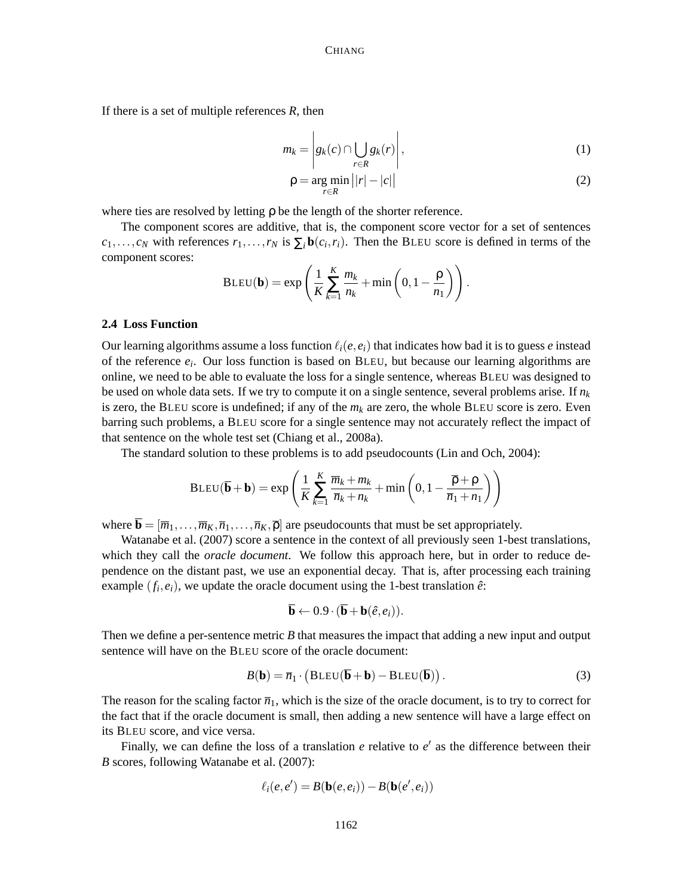If there is a set of multiple references $R$, then

$$m_k = \left| g_k(c) \cap \bigcup_{r \in R} g_k(r) \right|, \tag{1}$$

$$\rho = \arg\min_{r \in R} \big| |r| - |c| \big| \tag{2}$$

where ties are resolved by letting $\rho$ be the length of the shorter reference.

The component scores are additive, that is, the component score vector for a set of sentences $c_1, \ldots, c_N$ with references $r_1, \ldots, r_N$ is $\sum_i \mathbf{b}(c_i, r_i)$. Then the BLEU score is defined in terms of the component scores:

$$\text{BLEU}(\mathbf{b}) = \exp\left( \frac{1}{K} \sum_{k=1}^{K} \frac{m_k}{n_k} + \min\left(0, 1 - \frac{\rho}{n_1}\right) \right).$$

## 2.4 Loss Function

Our learning algorithms assume a loss function $\ell_i(e, e_i)$ that indicates how bad it is to guess $e$ instead of the reference $e_i$. Our loss function is based on BLEU, but because our learning algorithms are online, we need to be able to evaluate the loss for a single sentence, whereas BLEU was designed to be used on whole data sets. If we try to compute it on a single sentence, several problems arise. If $n_k$ is zero, the BLEU score is undefined; if any of the $m_k$ are zero, the whole BLEU score is zero. Even barring such problems, a BLEU score for a single sentence may not accurately reflect the impact of that sentence on the whole test set (Chiang et al., 2008a).

The standard solution to these problems is to add pseudocounts (Lin and Och, 2004):

$$\text{BLEU}(\overline{\mathbf{b}} + \mathbf{b}) = \exp\left( \frac{1}{K} \sum_{k=1}^{K} \frac{\overline{m}_k + m_k}{\overline{n}_k + n_k} + \min\left(0, 1 - \frac{\overline{\rho} + \rho}{\overline{n}_1 + n_1}\right) \right)$$

where $\overline{\mathbf{b}} = [\overline{m}_1, \ldots, \overline{m}_K, \overline{n}_1, \ldots, \overline{n}_K, \overline{\rho}]$ are pseudocounts that must be set appropriately.

Watanabe et al. (2007) score a sentence in the context of all previously seen 1-best translations, which they call the *oracle document*. We follow this approach here, but in order to reduce dependence on the distant past, we use an exponential decay. That is, after processing each training example $(f_i, e_i)$, we update the oracle document using the 1-best translation $\hat{e}$:

$$\overline{\mathbf{b}} \leftarrow 0.9 \cdot (\overline{\mathbf{b}} + \mathbf{b}(\hat{e}, e_i)).$$

Then we define a per-sentence metric $B$ that measures the impact that adding a new input and output sentence will have on the BLEU score of the oracle document:

$$B(\mathbf{b}) = \overline{n}_1 \cdot \left( \text{BLEU}(\overline{\mathbf{b}} + \mathbf{b}) - \text{BLEU}(\overline{\mathbf{b}}) \right). \tag{3}$$

The reason for the scaling factor $\overline{n}_1$, which is the size of the oracle document, is to try to correct for the fact that if the oracle document is small, then adding a new sentence will have a large effect on its BLEU score, and vice versa.

Finally, we can define the loss of a translation $e$ relative to $e'$ as the difference between their $B$ scores, following Watanabe et al. (2007):

$$\ell_i(e, e') = B(\mathbf{b}(e, e_i)) - B(\mathbf{b}(e', e_i))$$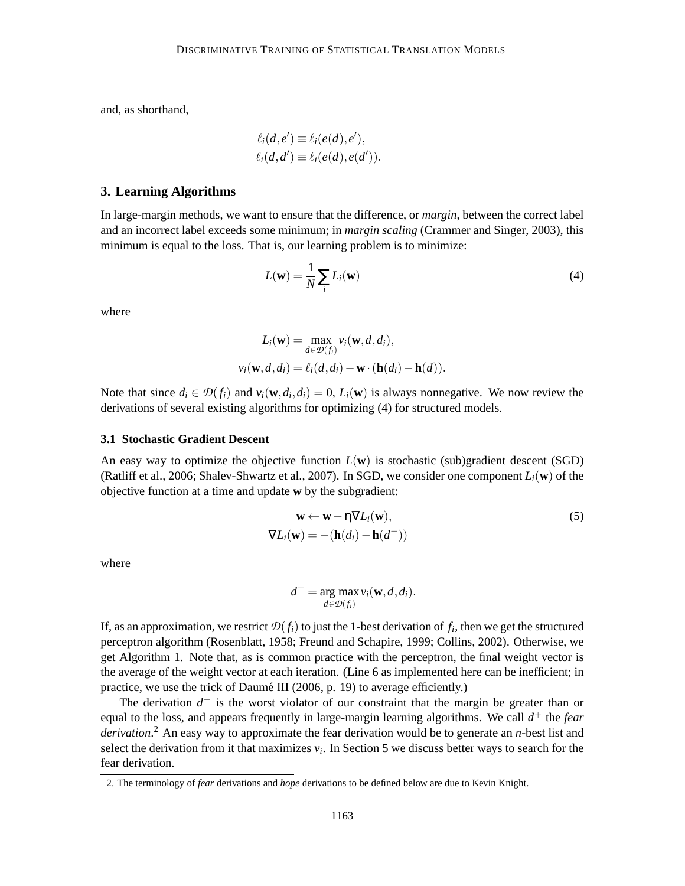and, as shorthand,

$$\ell_i(d, e') \equiv \ell_i(e(d), e'),$$
$$\ell_i(d, d') \equiv \ell_i(e(d), e(d')).$$

## 3. Learning Algorithms

In large-margin methods, we want to ensure that the difference, or *margin*, between the correct label and an incorrect label exceeds some minimum; in *margin scaling* (Crammer and Singer, 2003), this minimum is equal to the loss. That is, our learning problem is to minimize:

$$L(\mathbf{w}) = \frac{1}{N} \sum_i L_i(\mathbf{w}) \tag{4}$$

where

$$L_i(\mathbf{w}) = \max_{d \in \mathcal{D}(f_i)} v_i(\mathbf{w}, d, d_i),$$
$$v_i(\mathbf{w}, d, d_i) = \ell_i(d, d_i) - \mathbf{w} \cdot (\mathbf{h}(d_i) - \mathbf{h}(d)).$$

Note that since $d_i \in \mathcal{D}(f_i)$ and $v_i(\mathbf{w}, d_i, d_i) = 0$, $L_i(\mathbf{w})$ is always nonnegative. We now review the derivations of several existing algorithms for optimizing (4) for structured models.

### 3.1 Stochastic Gradient Descent

An easy way to optimize the objective function $L(\mathbf{w})$ is stochastic (sub)gradient descent (SGD) (Ratliff et al., 2006; Shalev-Shwartz et al., 2007). In SGD, we consider one component $L_i(\mathbf{w})$ of the objective function at a time and update $\mathbf{w}$ by the subgradient:

$$\mathbf{w} \leftarrow \mathbf{w} - \eta \nabla L_i(\mathbf{w}), \tag{5}$$
$$\nabla L_i(\mathbf{w}) = -(\mathbf{h}(d_i) - \mathbf{h}(d^+))$$

where

$$d^+ = \arg\max_{d \in \mathcal{D}(f_i)} v_i(\mathbf{w}, d, d_i).$$

If, as an approximation, we restrict $\mathcal{D}(f_i)$ to just the 1-best derivation of $f_i$, then we get the structured perceptron algorithm (Rosenblatt, 1958; Freund and Schapire, 1999; Collins, 2002). Otherwise, we get Algorithm 1. Note that, as is common practice with the perceptron, the final weight vector is the average of the weight vector at each iteration. (Line 6 as implemented here can be inefficient; in practice, we use the trick of Daumé III (2006, p. 19) to average efficiently.)

The derivation $d^+$ is the worst violator of our constraint that the margin be greater than or equal to the loss, and appears frequently in large-margin learning algorithms. We call $d^+$ the *fear derivation*.[2] An easy way to approximate the fear derivation would be to generate an *n*-best list and select the derivation from it that maximizes $v_i$. In Section 5 we discuss better ways to search for the fear derivation.

2. The terminology of *fear* derivations and *hope* derivations to be defined below are due to Kevin Knight.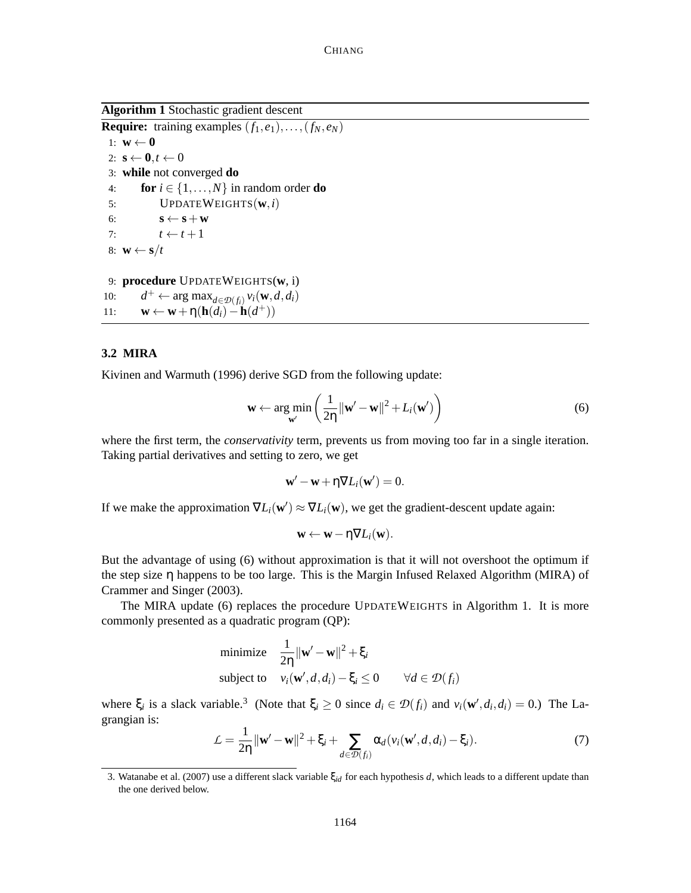**Algorithm 1** Stochastic gradient descent

```
Require: training examples (f_1, e_1), ..., (f_N, e_N)
 1: w ← 0
 2: s ← 0, t ← 0
 3: while not converged do
 4:     for i ∈ {1, ..., N} in random order do
 5:         UPDATEWEIGHTS(w, i)
 6:         s ← s + w
 7:         t ← t + 1
 8: w ← s/t

 9: procedure UPDATEWEIGHTS(w, i)
10:     d+ ← arg max_{d ∈ D(f_i)} v_i(w, d, d_i)
11:     w ← w + η(h(d_i) − h(d+))
```

### 3.2 MIRA

Kivinen and Warmuth (1996) derive SGD from the following update:

$$\mathbf{w} \leftarrow \arg\min_{\mathbf{w}'} \left( \frac{1}{2\eta} \|\mathbf{w}' - \mathbf{w}\|^2 + L_i(\mathbf{w}') \right) \tag{6}$$

where the first term, the *conservativity* term, prevents us from moving too far in a single iteration. Taking partial derivatives and setting to zero, we get

$$\mathbf{w}' - \mathbf{w} + \eta \nabla L_i(\mathbf{w}') = 0.$$

If we make the approximation $\nabla L_i(\mathbf{w}') \approx \nabla L_i(\mathbf{w})$, we get the gradient-descent update again:

$$\mathbf{w} \leftarrow \mathbf{w} - \eta \nabla L_i(\mathbf{w}).$$

But the advantage of using (6) without approximation is that it will not overshoot the optimum if the step size $\eta$ happens to be too large. This is the Margin Infused Relaxed Algorithm (MIRA) of Crammer and Singer (2003).

The MIRA update (6) replaces the procedure UPDATEWEIGHTS in Algorithm 1. It is more commonly presented as a quadratic program (QP):

$$\begin{aligned} \text{minimize} \quad & \frac{1}{2\eta} \|\mathbf{w}' - \mathbf{w}\|^2 + \xi_i \\ \text{subject to} \quad & v_i(\mathbf{w}', d, d_i) - \xi_i \leq 0 \qquad \forall d \in \mathcal{D}(f_i) \end{aligned}$$

where $\xi_i$ is a slack variable.[3] (Note that $\xi_i \geq 0$ since $d_i \in \mathcal{D}(f_i)$ and $v_i(\mathbf{w}', d_i, d_i) = 0$.) The Lagrangian is:

$$\mathcal{L} = \frac{1}{2\eta} \|\mathbf{w}' - \mathbf{w}\|^2 + \xi_i + \sum_{d \in \mathcal{D}(f_i)} \alpha_d (v_i(\mathbf{w}', d, d_i) - \xi_i). \tag{7}$$

3. Watanabe et al. (2007) use a different slack variable $\xi_{id}$ for each hypothesis $d$, which leads to a different update than the one derived below.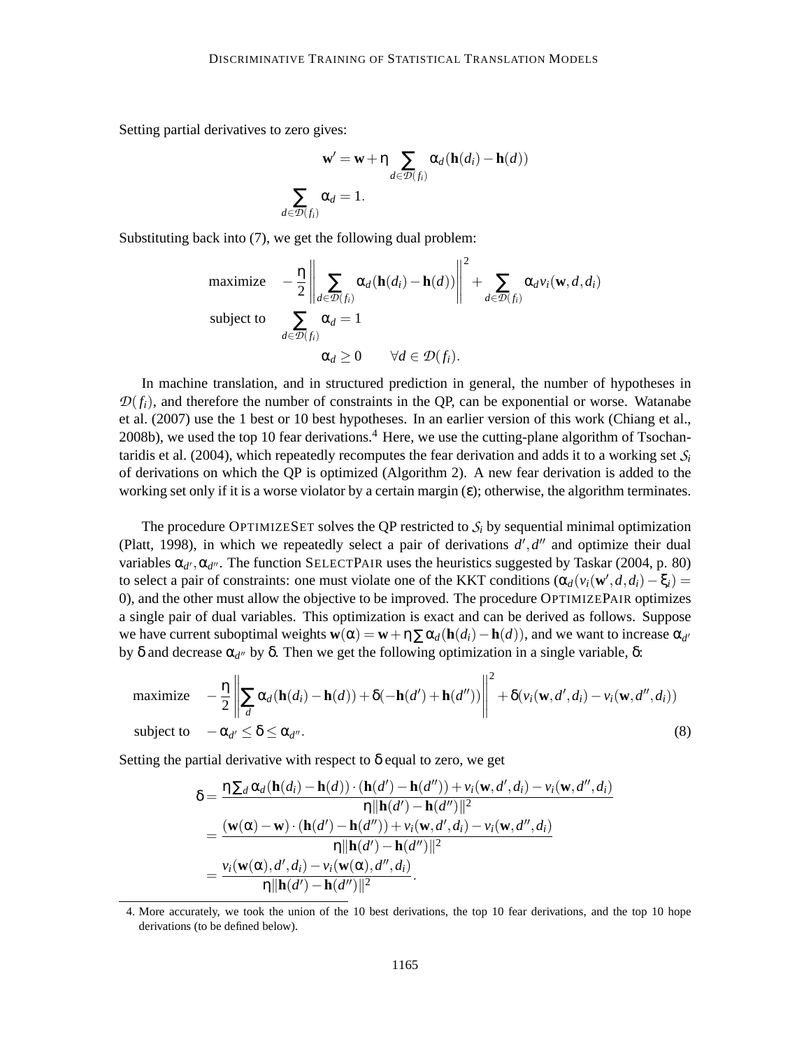Setting partial derivatives to zero gives:

$$\mathbf{w}' = \mathbf{w} + \eta \sum_{d \in \mathcal{D}(f_i)} \alpha_d (\mathbf{h}(d_i) - \mathbf{h}(d))$$

$$\sum_{d \in \mathcal{D}(f_i)} \alpha_d = 1.$$

Substituting back into (7), we get the following dual problem:

$$\begin{aligned}
\text{maximize} \quad & -\frac{\eta}{2} \left\| \sum_{d \in \mathcal{D}(f_i)} \alpha_d (\mathbf{h}(d_i) - \mathbf{h}(d)) \right\|^2 + \sum_{d \in \mathcal{D}(f_i)} \alpha_d v_i(\mathbf{w}, d, d_i) \\
\text{subject to} \quad & \sum_{d \in \mathcal{D}(f_i)} \alpha_d = 1 \\
& \alpha_d \geq 0 \qquad \forall d \in \mathcal{D}(f_i).
\end{aligned}$$

In machine translation, and in structured prediction in general, the number of hypotheses in $\mathcal{D}(f_i)$, and therefore the number of constraints in the QP, can be exponential or worse. Watanabe et al. (2007) use the 1 best or 10 best hypotheses. In an earlier version of this work (Chiang et al., 2008b), we used the top 10 fear derivations.[4] Here, we use the cutting-plane algorithm of Tsochantaridis et al. (2004), which repeatedly recomputes the fear derivation and adds it to a working set $\mathcal{S}_i$ of derivations on which the QP is optimized (Algorithm 2). A new fear derivation is added to the working set only if it is a worse violator by a certain margin ($\varepsilon$); otherwise, the algorithm terminates.

The procedure OPTIMIZESET solves the QP restricted to $\mathcal{S}_i$ by sequential minimal optimization (Platt, 1998), in which we repeatedly select a pair of derivations $d', d''$ and optimize their dual variables $\alpha_{d'}, \alpha_{d''}$. The function SELECTPAIR uses the heuristics suggested by Taskar (2004, p. 80) to select a pair of constraints: one must violate one of the KKT conditions ($\alpha_d(v_i(\mathbf{w}', d, d_i) - \xi_i) = 0$), and the other must allow the objective to be improved. The procedure OPTIMIZEPAIR optimizes a single pair of dual variables. This optimization is exact and can be derived as follows. Suppose we have current suboptimal weights $\mathbf{w}(\alpha) = \mathbf{w} + \eta \sum \alpha_d (\mathbf{h}(d_i) - \mathbf{h}(d))$, and we want to increase $\alpha_{d'}$ by $\delta$ and decrease $\alpha_{d''}$ by $\delta$. Then we get the following optimization in a single variable, $\delta$:

$$\begin{aligned}
\text{maximize} \quad & -\frac{\eta}{2} \left\| \sum_d \alpha_d (\mathbf{h}(d_i) - \mathbf{h}(d)) + \delta(-\mathbf{h}(d') + \mathbf{h}(d'')) \right\|^2 + \delta(v_i(\mathbf{w}, d', d_i) - v_i(\mathbf{w}, d'', d_i)) \\
\text{subject to} \quad & -\alpha_{d'} \leq \delta \leq \alpha_{d''}.
\end{aligned} \tag{8}$$

Setting the partial derivative with respect to $\delta$ equal to zero, we get

$$\begin{aligned}
\delta &= \frac{\eta \sum_d \alpha_d (\mathbf{h}(d_i) - \mathbf{h}(d)) \cdot (\mathbf{h}(d') - \mathbf{h}(d'')) + v_i(\mathbf{w}, d', d_i) - v_i(\mathbf{w}, d'', d_i)}{\eta \|\mathbf{h}(d') - \mathbf{h}(d'')\|^2} \\
&= \frac{(\mathbf{w}(\alpha) - \mathbf{w}) \cdot (\mathbf{h}(d') - \mathbf{h}(d'')) + v_i(\mathbf{w}, d', d_i) - v_i(\mathbf{w}, d'', d_i)}{\eta \|\mathbf{h}(d') - \mathbf{h}(d'')\|^2} \\
&= \frac{v_i(\mathbf{w}(\alpha), d', d_i) - v_i(\mathbf{w}(\alpha), d'', d_i)}{\eta \|\mathbf{h}(d') - \mathbf{h}(d'')\|^2}.
\end{aligned}$$

4. More accurately, we took the union of the 10 best derivations, the top 10 fear derivations, and the top 10 hope derivations (to be defined below).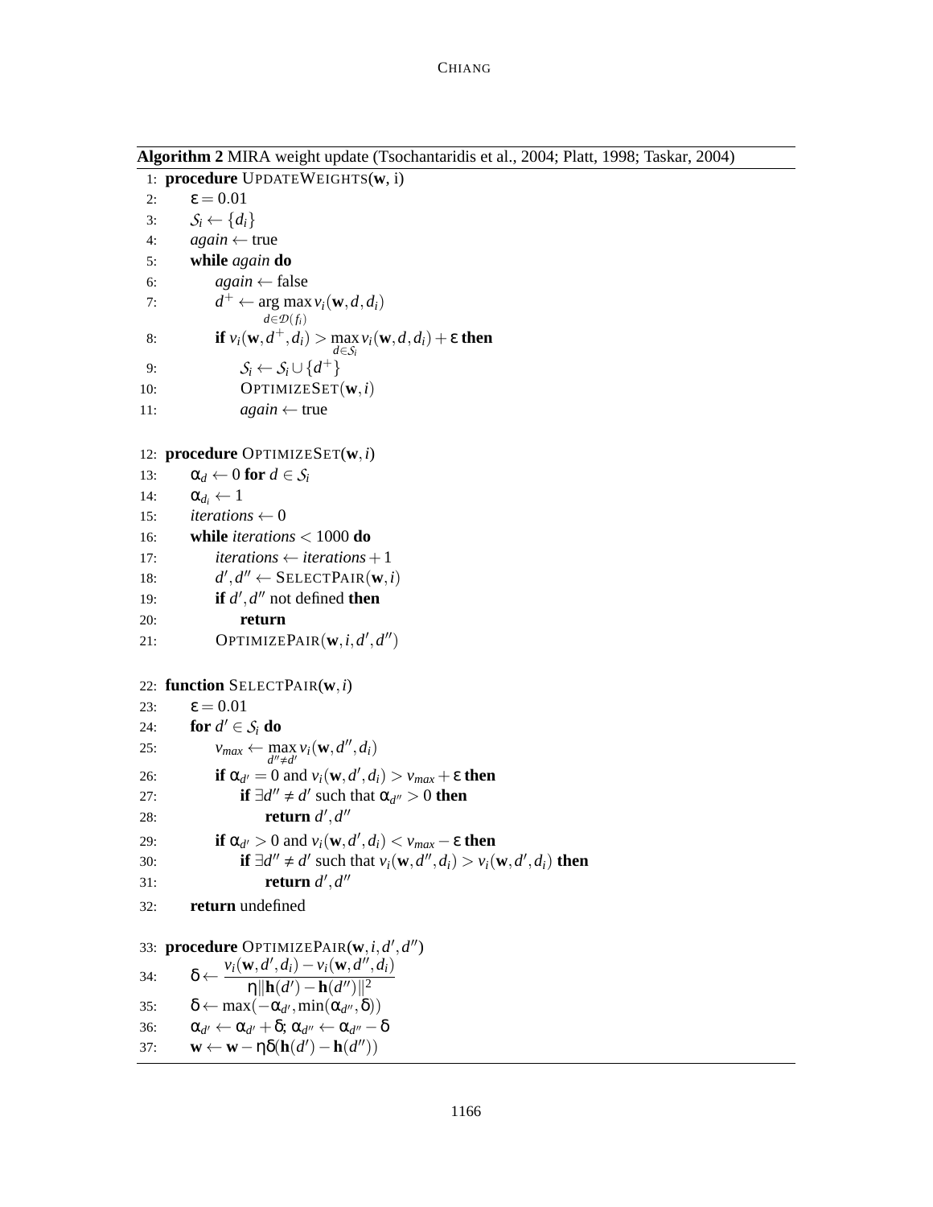**Algorithm 2** MIRA weight update (Tsochantaridis et al., 2004; Platt, 1998; Taskar, 2004)

```
 1: procedure UPDATEWEIGHTS(w, i)
 2:     ε = 0.01
 3:     S_i ← {d_i}
 4:     again ← true
 5:     while again do
 6:         again ← false
 7:         d⁺ ← arg max_{d ∈ D(f_i)} v_i(w, d, d_i)
 8:         if v_i(w, d⁺, d_i) > max_{d ∈ S_i} v_i(w, d, d_i) + ε then
 9:             S_i ← S_i ∪ {d⁺}
10:             OPTIMIZESET(w, i)
11:             again ← true

12: procedure OPTIMIZESET(w, i)
13:     α_d ← 0 for d ∈ S_i
14:     α_{d_i} ← 1
15:     iterations ← 0
16:     while iterations < 1000 do
17:         iterations ← iterations + 1
18:         d′, d″ ← SELECTPAIR(w, i)
19:         if d′, d″ not defined then
20:             return
21:         OPTIMIZEPAIR(w, i, d′, d″)

22: function SELECTPAIR(w, i)
23:     ε = 0.01
24:     for d′ ∈ S_i do
25:         v_max ← max_{d″ ≠ d′} v_i(w, d″, d_i)
26:         if α_{d′} = 0 and v_i(w, d′, d_i) > v_max + ε then
27:             if ∃d″ ≠ d′ such that α_{d″} > 0 then
28:                 return d′, d″
29:         if α_{d′} > 0 and v_i(w, d′, d_i) < v_max − ε then
30:             if ∃d″ ≠ d′ such that v_i(w, d″, d_i) > v_i(w, d′, d_i) then
31:                 return d′, d″
32:     return undefined

33: procedure OPTIMIZEPAIR(w, i, d′, d″)
34:     δ ← (v_i(w, d′, d_i) − v_i(w, d″, d_i)) / (η ‖h(d′) − h(d″)‖²)
35:     δ ← max(−α_{d′}, min(α_{d″}, δ))
36:     α_{d′} ← α_{d′} + δ; α_{d″} ← α_{d″} − δ
37:     w ← w − ηδ(h(d′) − h(d″))
```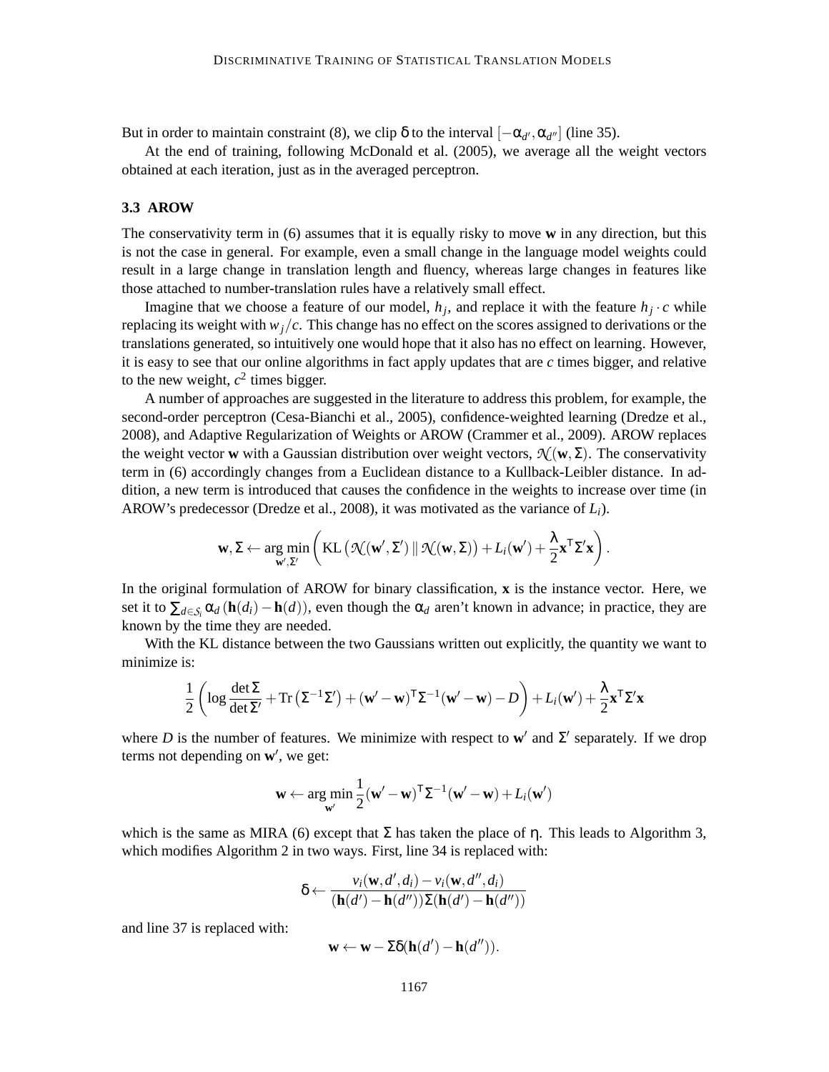But in order to maintain constraint (8), we clip $\delta$ to the interval $[-\alpha_{d'}, \alpha_{d''}]$ (line 35).

At the end of training, following McDonald et al. (2005), we average all the weight vectors obtained at each iteration, just as in the averaged perceptron.

### 3.3 AROW

The conservativity term in (6) assumes that it is equally risky to move $\mathbf{w}$ in any direction, but this is not the case in general. For example, even a small change in the language model weights could result in a large change in translation length and fluency, whereas large changes in features like those attached to number-translation rules have a relatively small effect.

Imagine that we choose a feature of our model, $h_j$, and replace it with the feature $h_j \cdot c$ while replacing its weight with $w_j/c$. This change has no effect on the scores assigned to derivations or the translations generated, so intuitively one would hope that it also has no effect on learning. However, it is easy to see that our online algorithms in fact apply updates that are $c$ times bigger, and relative to the new weight, $c^2$ times bigger.

A number of approaches are suggested in the literature to address this problem, for example, the second-order perceptron (Cesa-Bianchi et al., 2005), confidence-weighted learning (Dredze et al., 2008), and Adaptive Regularization of Weights or AROW (Crammer et al., 2009). AROW replaces the weight vector $\mathbf{w}$ with a Gaussian distribution over weight vectors, $\mathcal{N}(\mathbf{w}, \Sigma)$. The conservativity term in (6) accordingly changes from a Euclidean distance to a Kullback-Leibler distance. In addition, a new term is introduced that causes the confidence in the weights to increase over time (in AROW's predecessor (Dredze et al., 2008), it was motivated as the variance of $L_i$).

$$\mathbf{w}, \Sigma \leftarrow \arg\min_{\mathbf{w}', \Sigma'} \left( \mathrm{KL}\left(\mathcal{N}(\mathbf{w}', \Sigma') \,\|\, \mathcal{N}(\mathbf{w}, \Sigma)\right) + L_i(\mathbf{w}') + \frac{\lambda}{2}\mathbf{x}^\mathsf{T}\Sigma'\mathbf{x} \right).$$

In the original formulation of AROW for binary classification, $\mathbf{x}$ is the instance vector. Here, we set it to $\sum_{d \in \mathcal{S}_i} \alpha_d \left(\mathbf{h}(d_i) - \mathbf{h}(d)\right)$, even though the $\alpha_d$ aren't known in advance; in practice, they are known by the time they are needed.

With the KL distance between the two Gaussians written out explicitly, the quantity we want to minimize is:

$$\frac{1}{2}\left(\log\frac{\det\Sigma}{\det\Sigma'} + \mathrm{Tr}\left(\Sigma^{-1}\Sigma'\right) + (\mathbf{w}' - \mathbf{w})^\mathsf{T}\Sigma^{-1}(\mathbf{w}' - \mathbf{w}) - D\right) + L_i(\mathbf{w}') + \frac{\lambda}{2}\mathbf{x}^\mathsf{T}\Sigma'\mathbf{x}$$

where $D$ is the number of features. We minimize with respect to $\mathbf{w}'$ and $\Sigma'$ separately. If we drop terms not depending on $\mathbf{w}'$, we get:

$$\mathbf{w} \leftarrow \arg\min_{\mathbf{w}'} \frac{1}{2}(\mathbf{w}' - \mathbf{w})^\mathsf{T}\Sigma^{-1}(\mathbf{w}' - \mathbf{w}) + L_i(\mathbf{w}')$$

which is the same as MIRA (6) except that $\Sigma$ has taken the place of $\eta$. This leads to Algorithm 3, which modifies Algorithm 2 in two ways. First, line 34 is replaced with:

$$\delta \leftarrow \frac{v_i(\mathbf{w}, d', d_i) - v_i(\mathbf{w}, d'', d_i)}{(\mathbf{h}(d') - \mathbf{h}(d''))\Sigma(\mathbf{h}(d') - \mathbf{h}(d''))}$$

and line 37 is replaced with:

$$\mathbf{w} \leftarrow \mathbf{w} - \Sigma\delta(\mathbf{h}(d') - \mathbf{h}(d'')).$$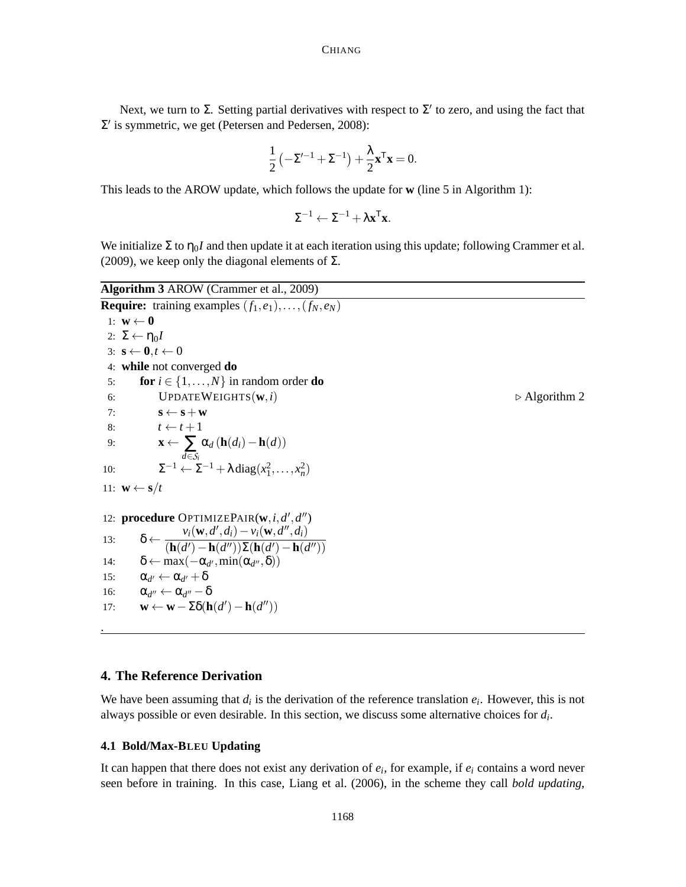Next, we turn to $\Sigma$. Setting partial derivatives with respect to $\Sigma'$ to zero, and using the fact that $\Sigma'$ is symmetric, we get (Petersen and Pedersen, 2008):

$$\frac{1}{2}\left(-\Sigma'^{-1} + \Sigma^{-1}\right) + \frac{\lambda}{2}\mathbf{x}^{\mathsf{T}}\mathbf{x} = 0.$$

This leads to the AROW update, which follows the update for $\mathbf{w}$ (line 5 in Algorithm 1):

$$\Sigma^{-1} \leftarrow \Sigma^{-1} + \lambda \mathbf{x}^{\mathsf{T}}\mathbf{x}.$$

We initialize $\Sigma$ to $\eta_0 I$ and then update it at each iteration using this update; following Crammer et al. (2009), we keep only the diagonal elements of $\Sigma$.

**Algorithm 3** AROW (Crammer et al., 2009)

**Require:** training examples $(f_1, e_1), \ldots, (f_N, e_N)$

1: $\mathbf{w} \leftarrow \mathbf{0}$
2: $\Sigma \leftarrow \eta_0 I$
3: $\mathbf{s} \leftarrow \mathbf{0}, t \leftarrow 0$
4: **while** not converged **do**
5: &nbsp;&nbsp;&nbsp;&nbsp;**for** $i \in \{1, \ldots, N\}$ in random order **do**
6: &nbsp;&nbsp;&nbsp;&nbsp;&nbsp;&nbsp;&nbsp;&nbsp;UPDATEWEIGHTS$(\mathbf{w}, i)$ &nbsp;&nbsp;&nbsp;&nbsp;▷ Algorithm 2
7: &nbsp;&nbsp;&nbsp;&nbsp;&nbsp;&nbsp;&nbsp;&nbsp;$\mathbf{s} \leftarrow \mathbf{s} + \mathbf{w}$
8: &nbsp;&nbsp;&nbsp;&nbsp;&nbsp;&nbsp;&nbsp;&nbsp;$t \leftarrow t + 1$
9: &nbsp;&nbsp;&nbsp;&nbsp;&nbsp;&nbsp;&nbsp;&nbsp;$\mathbf{x} \leftarrow \sum_{d \in \mathcal{S}_i} \alpha_d \left(\mathbf{h}(d_i) - \mathbf{h}(d)\right)$
10: &nbsp;&nbsp;&nbsp;&nbsp;&nbsp;&nbsp;&nbsp;&nbsp;$\Sigma^{-1} \leftarrow \Sigma^{-1} + \lambda \operatorname{diag}(x_1^2, \ldots, x_n^2)$
11: $\mathbf{w} \leftarrow \mathbf{s}/t$

12: **procedure** OPTIMIZEPAIR$(\mathbf{w}, i, d', d'')$
13: &nbsp;&nbsp;&nbsp;&nbsp;$\delta \leftarrow \dfrac{v_i(\mathbf{w}, d', d_i) - v_i(\mathbf{w}, d'', d_i)}{(\mathbf{h}(d') - \mathbf{h}(d''))\Sigma(\mathbf{h}(d') - \mathbf{h}(d''))}$
14: &nbsp;&nbsp;&nbsp;&nbsp;$\delta \leftarrow \max(-\alpha_{d'}, \min(\alpha_{d''}, \delta))$
15: &nbsp;&nbsp;&nbsp;&nbsp;$\alpha_{d'} \leftarrow \alpha_{d'} + \delta$
16: &nbsp;&nbsp;&nbsp;&nbsp;$\alpha_{d''} \leftarrow \alpha_{d''} - \delta$
17: &nbsp;&nbsp;&nbsp;&nbsp;$\mathbf{w} \leftarrow \mathbf{w} - \Sigma\delta(\mathbf{h}(d') - \mathbf{h}(d''))$

.

## 4. The Reference Derivation

We have been assuming that $d_i$ is the derivation of the reference translation $e_i$. However, this is not always possible or even desirable. In this section, we discuss some alternative choices for $d_i$.

### 4.1 Bold/Max-BLEU Updating

It can happen that there does not exist any derivation of $e_i$, for example, if $e_i$ contains a word never seen before in training. In this case, Liang et al. (2006), in the scheme they call *bold updating*,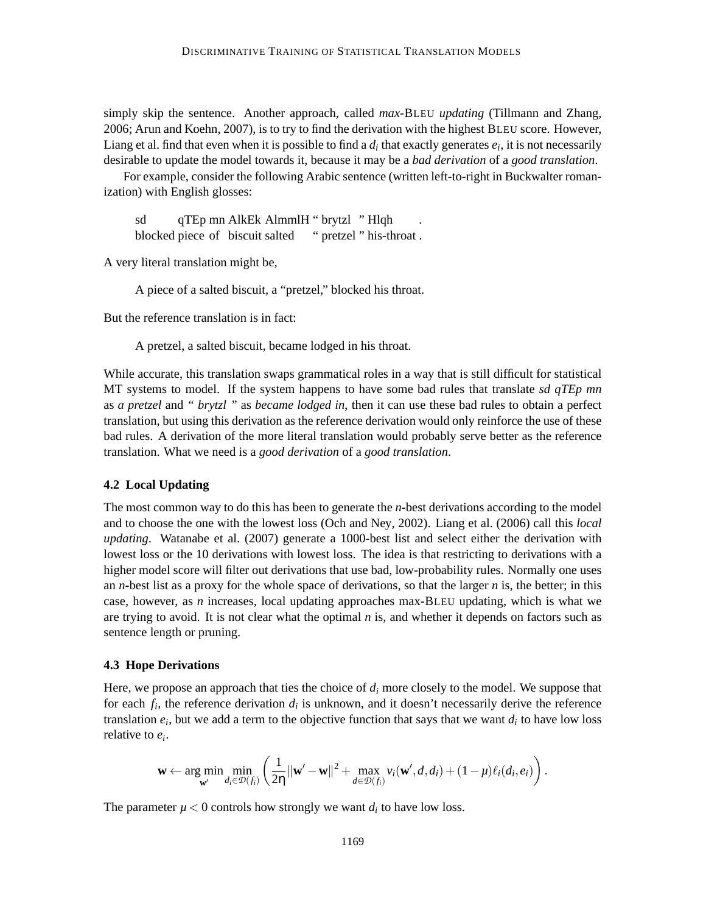simply skip the sentence. Another approach, called *max*-BLEU *updating* (Tillmann and Zhang, 2006; Arun and Koehn, 2007), is to try to find the derivation with the highest BLEU score. However, Liang et al. find that even when it is possible to find a $d_i$ that exactly generates $e_i$, it is not necessarily desirable to update the model towards it, because it may be a *bad derivation* of a *good translation*.

For example, consider the following Arabic sentence (written left-to-right in Buckwalter romanization) with English glosses:

| sd | qTEp | mn | AlkEk | AlmmlH | " | brytzl | " | Hlqh | . |
|---|---|---|---|---|---|---|---|---|---|
| blocked | piece | of | biscuit | salted | " | pretzel | " | his-throat | . |

A very literal translation might be,

> A piece of a salted biscuit, a "pretzel," blocked his throat.

But the reference translation is in fact:

> A pretzel, a salted biscuit, became lodged in his throat.

While accurate, this translation swaps grammatical roles in a way that is still difficult for statistical MT systems to model. If the system happens to have some bad rules that translate *sd qTEp mn* as *a pretzel* and *" brytzl "* as *became lodged in*, then it can use these bad rules to obtain a perfect translation, but using this derivation as the reference derivation would only reinforce the use of these bad rules. A derivation of the more literal translation would probably serve better as the reference translation. What we need is a *good derivation* of a *good translation*.

### 4.2 Local Updating

The most common way to do this has been to generate the *n*-best derivations according to the model and to choose the one with the lowest loss (Och and Ney, 2002). Liang et al. (2006) call this *local updating*. Watanabe et al. (2007) generate a 1000-best list and select either the derivation with lowest loss or the 10 derivations with lowest loss. The idea is that restricting to derivations with a higher model score will filter out derivations that use bad, low-probability rules. Normally one uses an *n*-best list as a proxy for the whole space of derivations, so that the larger *n* is, the better; in this case, however, as *n* increases, local updating approaches max-BLEU updating, which is what we are trying to avoid. It is not clear what the optimal *n* is, and whether it depends on factors such as sentence length or pruning.

### 4.3 Hope Derivations

Here, we propose an approach that ties the choice of $d_i$ more closely to the model. We suppose that for each $f_i$, the reference derivation $d_i$ is unknown, and it doesn't necessarily derive the reference translation $e_i$, but we add a term to the objective function that says that we want $d_i$ to have low loss relative to $e_i$.

$$\mathbf{w} \leftarrow \arg\min_{\mathbf{w}'} \min_{d_i \in \mathcal{D}(f_i)} \left( \frac{1}{2\eta} \|\mathbf{w}' - \mathbf{w}\|^2 + \max_{d \in \mathcal{D}(f_i)} v_i(\mathbf{w}', d, d_i) + (1-\mu)\ell_i(d_i, e_i) \right).$$

The parameter $\mu < 0$ controls how strongly we want $d_i$ to have low loss.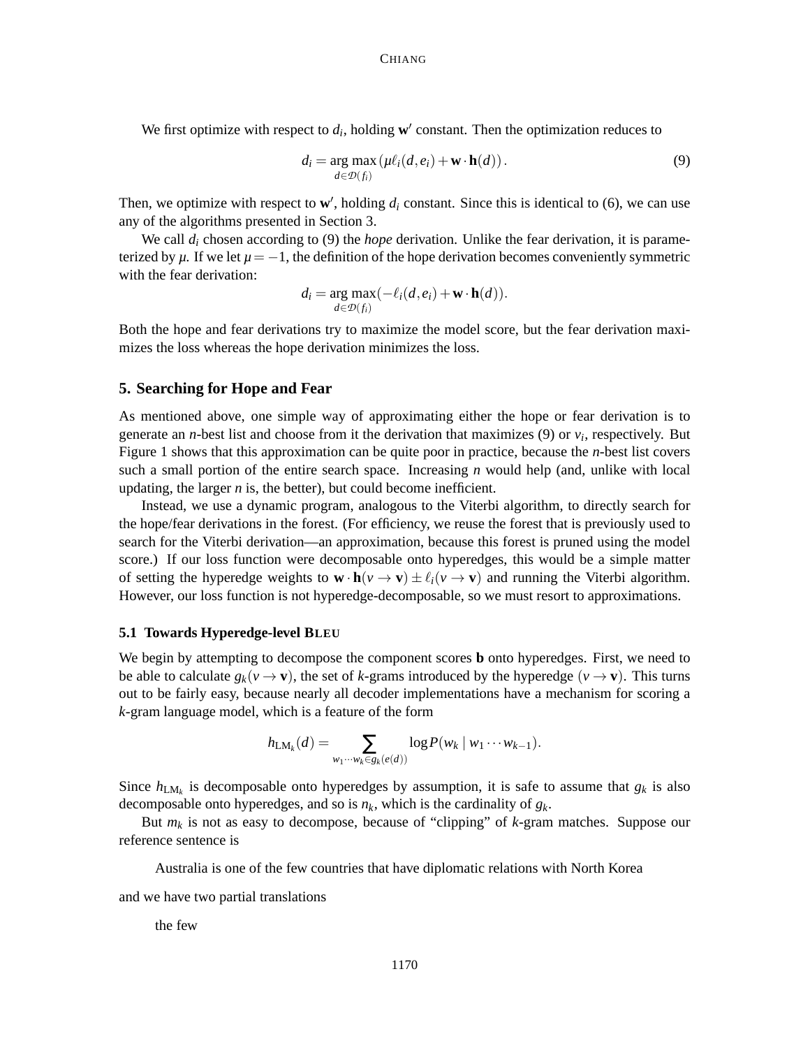We first optimize with respect to $d_i$, holding $\mathbf{w}'$ constant. Then the optimization reduces to

$$d_i = \arg\max_{d \in \mathcal{D}(f_i)} \left( \mu \ell_i(d, e_i) + \mathbf{w} \cdot \mathbf{h}(d) \right). \tag{9}$$

Then, we optimize with respect to $\mathbf{w}'$, holding $d_i$ constant. Since this is identical to (6), we can use any of the algorithms presented in Section 3.

We call $d_i$ chosen according to (9) the *hope* derivation. Unlike the fear derivation, it is parameterized by $\mu$. If we let $\mu = -1$, the definition of the hope derivation becomes conveniently symmetric with the fear derivation:

$$d_i = \arg\max_{d \in \mathcal{D}(f_i)} (-\ell_i(d, e_i) + \mathbf{w} \cdot \mathbf{h}(d)).$$

Both the hope and fear derivations try to maximize the model score, but the fear derivation maximizes the loss whereas the hope derivation minimizes the loss.

## 5. Searching for Hope and Fear

As mentioned above, one simple way of approximating either the hope or fear derivation is to generate an *n*-best list and choose from it the derivation that maximizes (9) or $v_i$, respectively. But Figure 1 shows that this approximation can be quite poor in practice, because the *n*-best list covers such a small portion of the entire search space. Increasing $n$ would help (and, unlike with local updating, the larger $n$ is, the better), but could become inefficient.

Instead, we use a dynamic program, analogous to the Viterbi algorithm, to directly search for the hope/fear derivations in the forest. (For efficiency, we reuse the forest that is previously used to search for the Viterbi derivation—an approximation, because this forest is pruned using the model score.) If our loss function were decomposable onto hyperedges, this would be a simple matter of setting the hyperedge weights to $\mathbf{w} \cdot \mathbf{h}(v \to \mathbf{v}) \pm \ell_i(v \to \mathbf{v})$ and running the Viterbi algorithm. However, our loss function is not hyperedge-decomposable, so we must resort to approximations.

### 5.1 Towards Hyperedge-level BLEU

We begin by attempting to decompose the component scores $\mathbf{b}$ onto hyperedges. First, we need to be able to calculate $g_k(v \to \mathbf{v})$, the set of $k$-grams introduced by the hyperedge $(v \to \mathbf{v})$. This turns out to be fairly easy, because nearly all decoder implementations have a mechanism for scoring a $k$-gram language model, which is a feature of the form

$$h_{\text{LM}_k}(d) = \sum_{w_1 \cdots w_k \in g_k(e(d))} \log P(w_k \mid w_1 \cdots w_{k-1}).$$

Since $h_{\text{LM}_k}$ is decomposable onto hyperedges by assumption, it is safe to assume that $g_k$ is also decomposable onto hyperedges, and so is $n_k$, which is the cardinality of $g_k$.

But $m_k$ is not as easy to decompose, because of "clipping" of $k$-gram matches. Suppose our reference sentence is

> Australia is one of the few countries that have diplomatic relations with North Korea

and we have two partial translations

> the few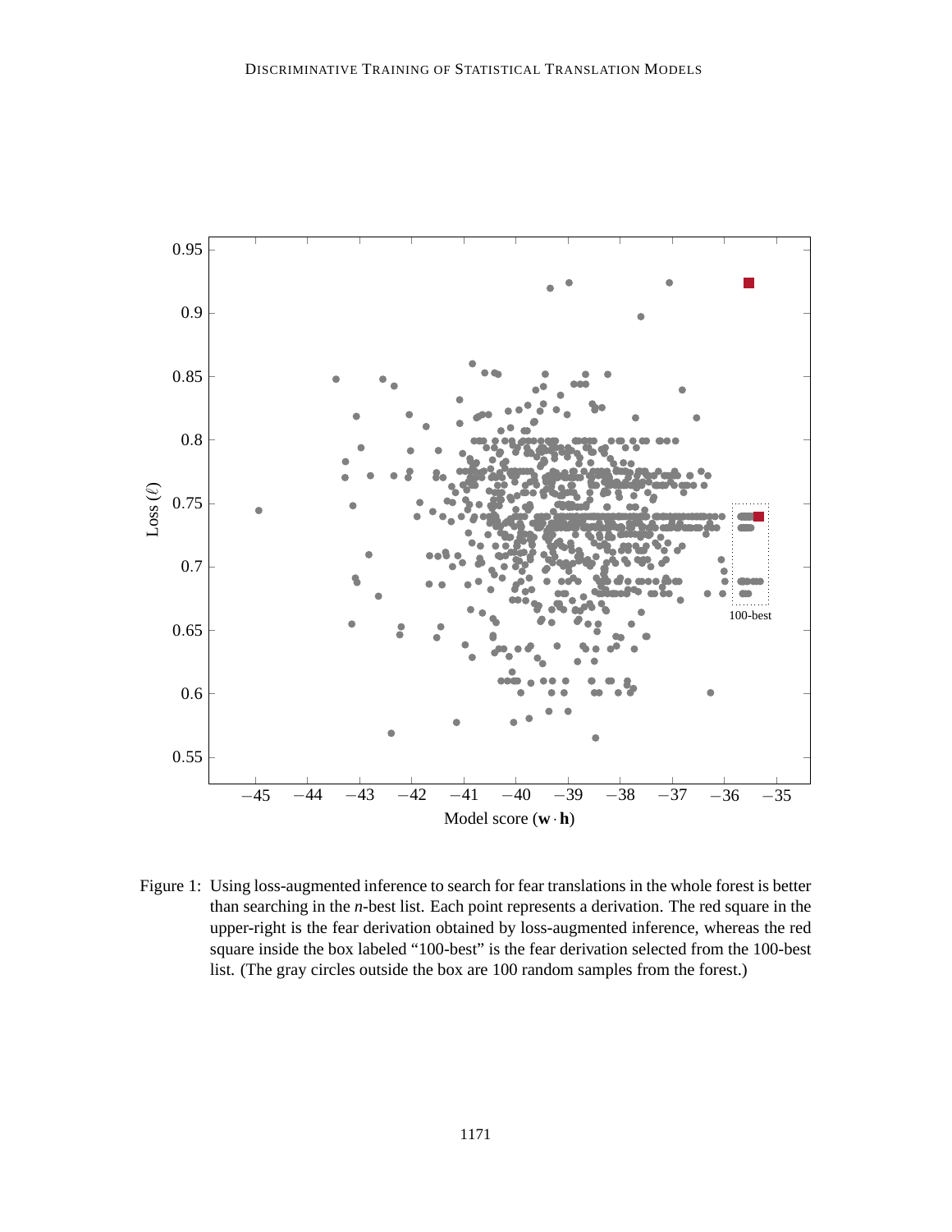Figure 1: Using loss-augmented inference to search for fear translations in the whole forest is better than searching in the *n*-best list. Each point represents a derivation. The red square in the upper-right is the fear derivation obtained by loss-augmented inference, whereas the red square inside the box labeled "100-best" is the fear derivation selected from the 100-best list. (The gray circles outside the box are 100 random samples from the forest.)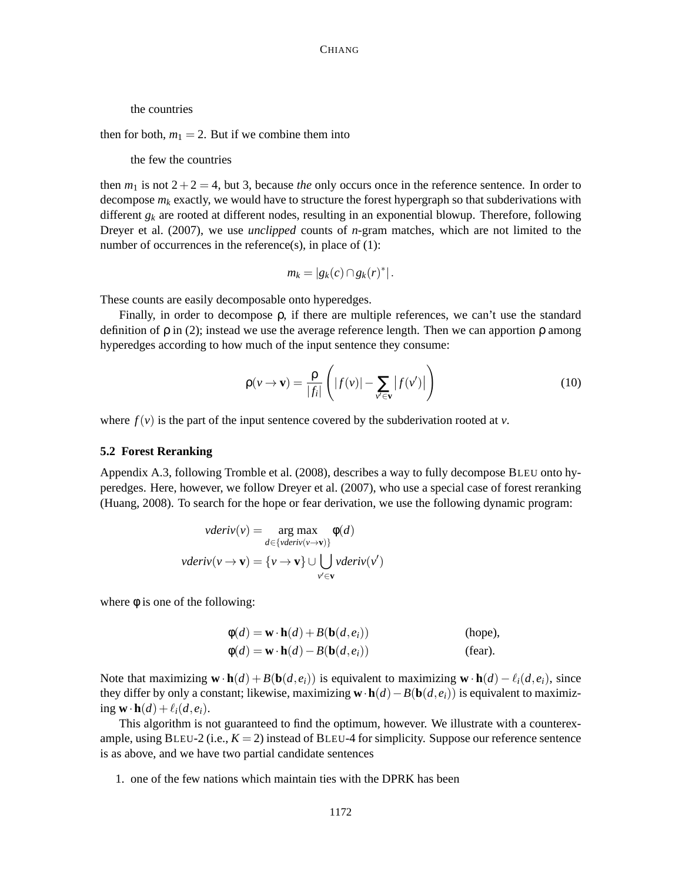the countries

then for both, $m_1 = 2$. But if we combine them into

the few the countries

then $m_1$ is not $2+2=4$, but 3, because *the* only occurs once in the reference sentence. In order to decompose $m_k$ exactly, we would have to structure the forest hypergraph so that subderivations with different $g_k$ are rooted at different nodes, resulting in an exponential blowup. Therefore, following Dreyer et al. (2007), we use *unclipped* counts of *n*-gram matches, which are not limited to the number of occurrences in the reference(s), in place of (1):

$$m_k = |g_k(c) \cap g_k(r)^*|.$$

These counts are easily decomposable onto hyperedges.

Finally, in order to decompose ρ, if there are multiple references, we can't use the standard definition of ρ in (2); instead we use the average reference length. Then we can apportion ρ among hyperedges according to how much of the input sentence they consume:

$$\rho(v \to \mathbf{v}) = \frac{\rho}{|f_i|} \left( |f(v)| - \sum_{v' \in \mathbf{v}} |f(v')| \right) \tag{10}$$

where $f(v)$ is the part of the input sentence covered by the subderivation rooted at $v$.

### 5.2 Forest Reranking

Appendix A.3, following Tromble et al. (2008), describes a way to fully decompose BLEU onto hyperedges. Here, however, we follow Dreyer et al. (2007), who use a special case of forest reranking (Huang, 2008). To search for the hope or fear derivation, we use the following dynamic program:

$$\begin{aligned}
\mathit{vderiv}(v) &= \underset{d \in \{\mathit{vderiv}(v \to \mathbf{v})\}}{\arg\max} \; \phi(d) \\
\mathit{vderiv}(v \to \mathbf{v}) &= \{v \to \mathbf{v}\} \cup \bigcup_{v' \in \mathbf{v}} \mathit{vderiv}(v')
\end{aligned}$$

where $\phi$ is one of the following:

$$\begin{aligned}
\phi(d) &= \mathbf{w} \cdot \mathbf{h}(d) + B(\mathbf{b}(d, e_i)) && \text{(hope)}, \\
\phi(d) &= \mathbf{w} \cdot \mathbf{h}(d) - B(\mathbf{b}(d, e_i)) && \text{(fear)}.
\end{aligned}$$

Note that maximizing $\mathbf{w} \cdot \mathbf{h}(d) + B(\mathbf{b}(d, e_i))$ is equivalent to maximizing $\mathbf{w} \cdot \mathbf{h}(d) - \ell_i(d, e_i)$, since they differ by only a constant; likewise, maximizing $\mathbf{w} \cdot \mathbf{h}(d) - B(\mathbf{b}(d, e_i))$ is equivalent to maximizing $\mathbf{w} \cdot \mathbf{h}(d) + \ell_i(d, e_i)$.

This algorithm is not guaranteed to find the optimum, however. We illustrate with a counterexample, using BLEU-2 (i.e., $K = 2$) instead of BLEU-4 for simplicity. Suppose our reference sentence is as above, and we have two partial candidate sentences

1. one of the few nations which maintain ties with the DPRK has been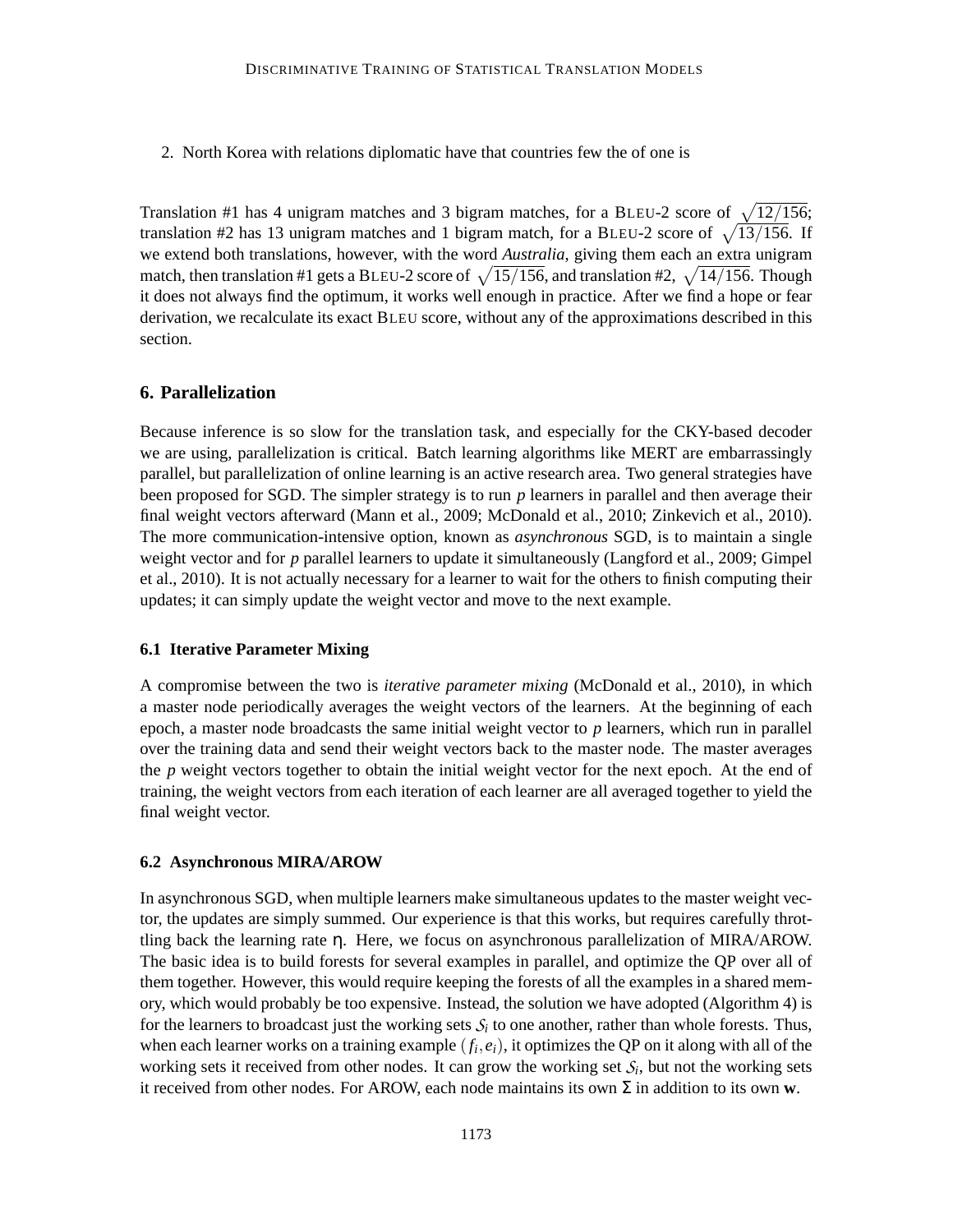2. North Korea with relations diplomatic have that countries few the of one is

Translation #1 has 4 unigram matches and 3 bigram matches, for a BLEU-2 score of $\sqrt{12/156}$; translation #2 has 13 unigram matches and 1 bigram match, for a BLEU-2 score of $\sqrt{13/156}$. If we extend both translations, however, with the word ***Australia***, giving them each an extra unigram match, then translation #1 gets a BLEU-2 score of $\sqrt{15/156}$, and translation #2, $\sqrt{14/156}$. Though it does not always find the optimum, it works well enough in practice. After we find a hope or fear derivation, we recalculate its exact BLEU score, without any of the approximations described in this section.

## 6. Parallelization

Because inference is so slow for the translation task, and especially for the CKY-based decoder we are using, parallelization is critical. Batch learning algorithms like MERT are embarrassingly parallel, but parallelization of online learning is an active research area. Two general strategies have been proposed for SGD. The simpler strategy is to run $p$ learners in parallel and then average their final weight vectors afterward (Mann et al., 2009; McDonald et al., 2010; Zinkevich et al., 2010). The more communication-intensive option, known as *asynchronous* SGD, is to maintain a single weight vector and for $p$ parallel learners to update it simultaneously (Langford et al., 2009; Gimpel et al., 2010). It is not actually necessary for a learner to wait for the others to finish computing their updates; it can simply update the weight vector and move to the next example.

### 6.1 Iterative Parameter Mixing

A compromise between the two is *iterative parameter mixing* (McDonald et al., 2010), in which a master node periodically averages the weight vectors of the learners. At the beginning of each epoch, a master node broadcasts the same initial weight vector to $p$ learners, which run in parallel over the training data and send their weight vectors back to the master node. The master averages the $p$ weight vectors together to obtain the initial weight vector for the next epoch. At the end of training, the weight vectors from each iteration of each learner are all averaged together to yield the final weight vector.

### 6.2 Asynchronous MIRA/AROW

In asynchronous SGD, when multiple learners make simultaneous updates to the master weight vector, the updates are simply summed. Our experience is that this works, but requires carefully throttling back the learning rate $\eta$. Here, we focus on asynchronous parallelization of MIRA/AROW. The basic idea is to build forests for several examples in parallel, and optimize the QP over all of them together. However, this would require keeping the forests of all the examples in a shared memory, which would probably be too expensive. Instead, the solution we have adopted (Algorithm 4) is for the learners to broadcast just the working sets $\mathcal{S}_i$ to one another, rather than whole forests. Thus, when each learner works on a training example $(f_i, e_i)$, it optimizes the QP on it along with all of the working sets it received from other nodes. It can grow the working set $\mathcal{S}_i$, but not the working sets it received from other nodes. For AROW, each node maintains its own $\Sigma$ in addition to its own $\mathbf{w}$.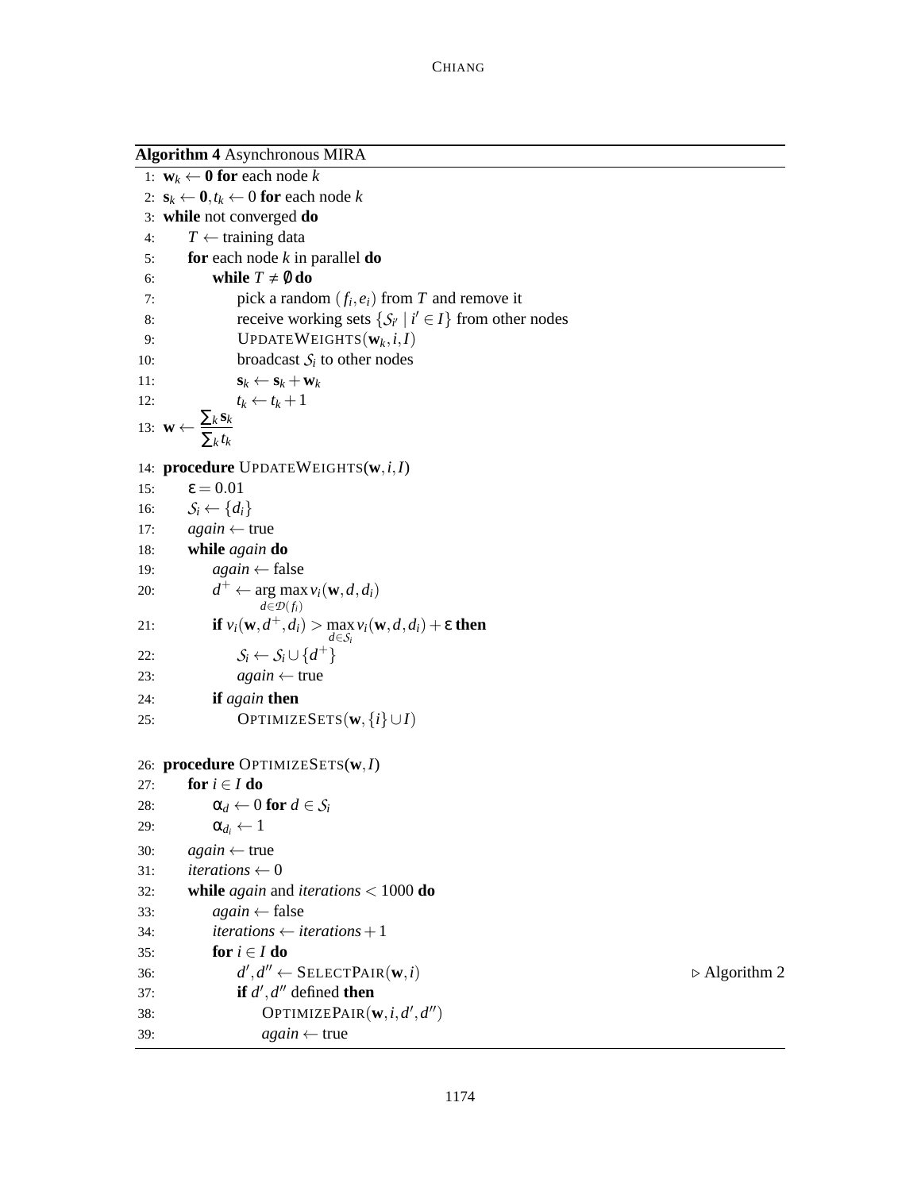**Algorithm 4** Asynchronous MIRA

```
 1: w_k ← 0 for each node k
 2: s_k ← 0, t_k ← 0 for each node k
 3: while not converged do
 4:     T ← training data
 5:     for each node k in parallel do
 6:         while T ≠ ∅ do
 7:             pick a random (f_i, e_i) from T and remove it
 8:             receive working sets {S_i' | i' ∈ I} from other nodes
 9:             UpdateWeights(w_k, i, I)
10:             broadcast S_i to other nodes
11:             s_k ← s_k + w_k
12:             t_k ← t_k + 1
13: w ← (∑_k s_k) / (∑_k t_k)

14: procedure UpdateWeights(w, i, I)
15:     ε = 0.01
16:     S_i ← {d_i}
17:     again ← true
18:     while again do
19:         again ← false
20:         d⁺ ← arg max_{d ∈ D(f_i)} v_i(w, d, d_i)
21:         if v_i(w, d⁺, d_i) > max_{d ∈ S_i} v_i(w, d, d_i) + ε then
22:             S_i ← S_i ∪ {d⁺}
23:             again ← true
24:         if again then
25:             OptimizeSets(w, {i} ∪ I)

26: procedure OptimizeSets(w, I)
27:     for i ∈ I do
28:         α_d ← 0 for d ∈ S_i
29:         α_{d_i} ← 1
30:     again ← true
31:     iterations ← 0
32:     while again and iterations < 1000 do
33:         again ← false
34:         iterations ← iterations + 1
35:         for i ∈ I do
36:             d′, d″ ← SelectPair(w, i)                    ▷ Algorithm 2
37:             if d′, d″ defined then
38:                 OptimizePair(w, i, d′, d″)
39:                 again ← true
```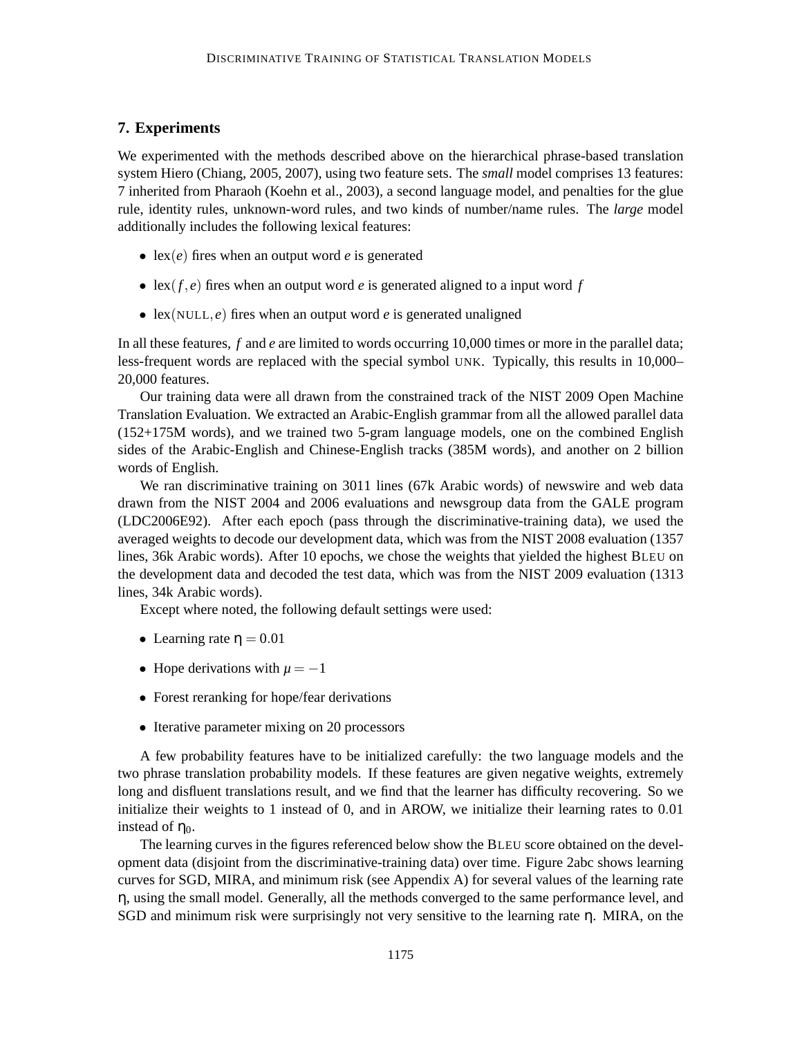## 7. Experiments

We experimented with the methods described above on the hierarchical phrase-based translation system Hiero (Chiang, 2005, 2007), using two feature sets. The *small* model comprises 13 features: 7 inherited from Pharaoh (Koehn et al., 2003), a second language model, and penalties for the glue rule, identity rules, unknown-word rules, and two kinds of number/name rules. The *large* model additionally includes the following lexical features:

- $\text{lex}(e)$ fires when an output word $e$ is generated
- $\text{lex}(f, e)$ fires when an output word $e$ is generated aligned to a input word $f$
- $\text{lex}(\text{NULL}, e)$ fires when an output word $e$ is generated unaligned

In all these features, $f$ and $e$ are limited to words occurring 10,000 times or more in the parallel data; less-frequent words are replaced with the special symbol UNK. Typically, this results in 10,000–20,000 features.

Our training data were all drawn from the constrained track of the NIST 2009 Open Machine Translation Evaluation. We extracted an Arabic-English grammar from all the allowed parallel data (152+175M words), and we trained two 5-gram language models, one on the combined English sides of the Arabic-English and Chinese-English tracks (385M words), and another on 2 billion words of English.

We ran discriminative training on 3011 lines (67k Arabic words) of newswire and web data drawn from the NIST 2004 and 2006 evaluations and newsgroup data from the GALE program (LDC2006E92). After each epoch (pass through the discriminative-training data), we used the averaged weights to decode our development data, which was from the NIST 2008 evaluation (1357 lines, 36k Arabic words). After 10 epochs, we chose the weights that yielded the highest BLEU on the development data and decoded the test data, which was from the NIST 2009 evaluation (1313 lines, 34k Arabic words).

Except where noted, the following default settings were used:

- Learning rate $\eta = 0.01$
- Hope derivations with $\mu = -1$
- Forest reranking for hope/fear derivations
- Iterative parameter mixing on 20 processors

A few probability features have to be initialized carefully: the two language models and the two phrase translation probability models. If these features are given negative weights, extremely long and disfluent translations result, and we find that the learner has difficulty recovering. So we initialize their weights to 1 instead of 0, and in AROW, we initialize their learning rates to 0.01 instead of $\eta_0$.

The learning curves in the figures referenced below show the BLEU score obtained on the development data (disjoint from the discriminative-training data) over time. Figure 2abc shows learning curves for SGD, MIRA, and minimum risk (see Appendix A) for several values of the learning rate $\eta$, using the small model. Generally, all the methods converged to the same performance level, and SGD and minimum risk were surprisingly not very sensitive to the learning rate $\eta$. MIRA, on the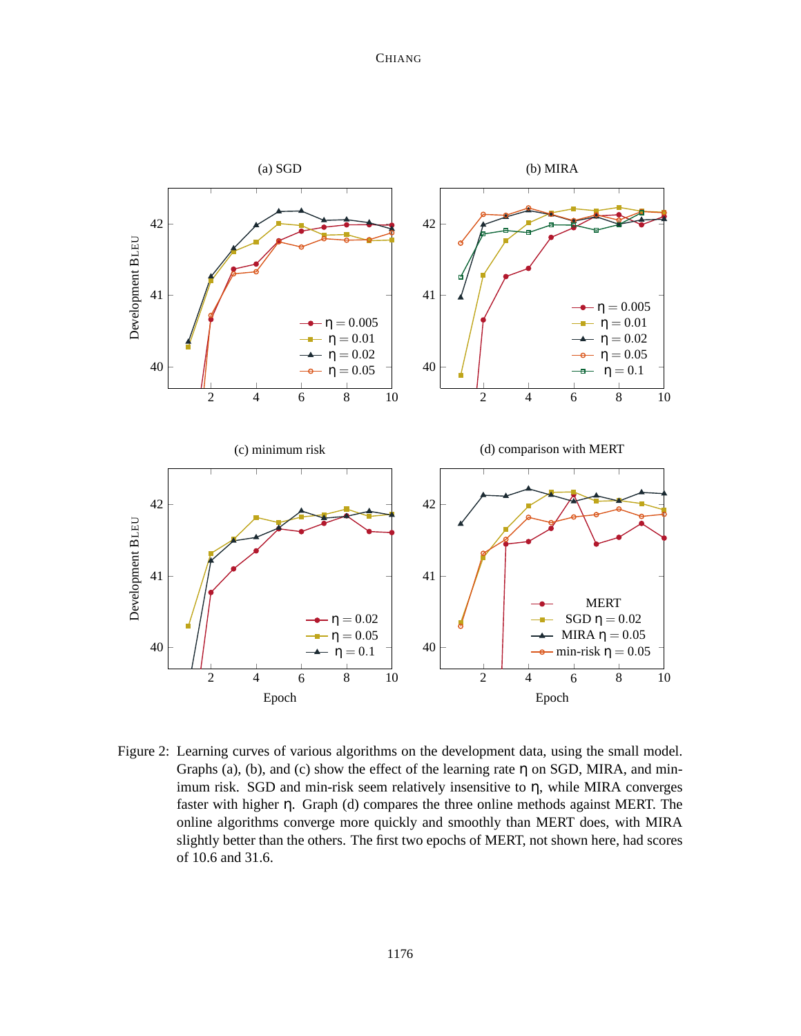Figure 2: Learning curves of various algorithms on the development data, using the small model. Graphs (a), (b), and (c) show the effect of the learning rate $\eta$ on SGD, MIRA, and minimum risk. SGD and min-risk seem relatively insensitive to $\eta$, while MIRA converges faster with higher $\eta$. Graph (d) compares the three online methods against MERT. The online algorithms converge more quickly and smoothly than MERT does, with MIRA slightly better than the others. The first two epochs of MERT, not shown here, had scores of 10.6 and 31.6.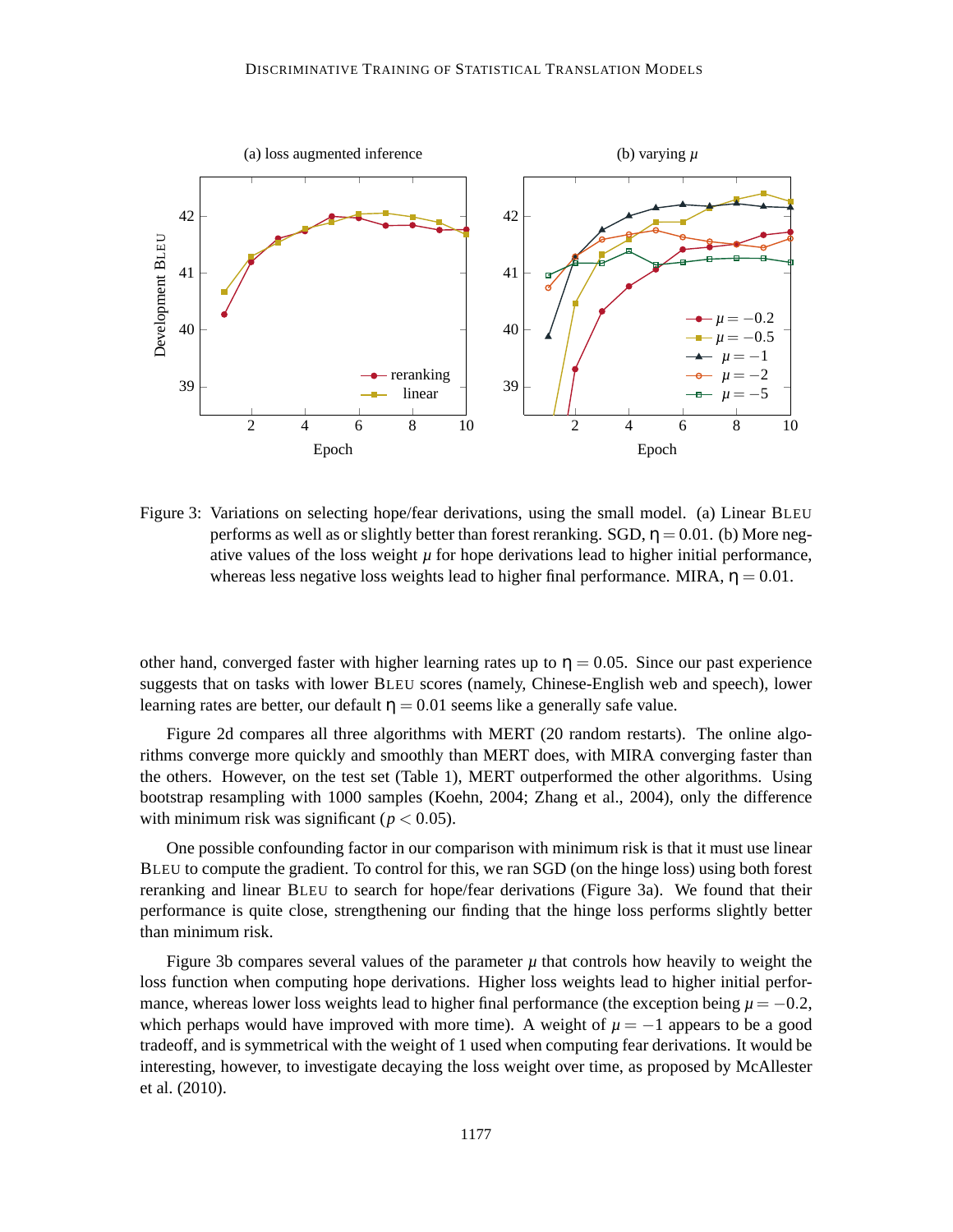Figure 3: Variations on selecting hope/fear derivations, using the small model. (a) Linear BLEU performs as well as or slightly better than forest reranking. SGD, $\eta = 0.01$. (b) More negative values of the loss weight $\mu$ for hope derivations lead to higher initial performance, whereas less negative loss weights lead to higher final performance. MIRA, $\eta = 0.01$.

other hand, converged faster with higher learning rates up to $\eta = 0.05$. Since our past experience suggests that on tasks with lower BLEU scores (namely, Chinese-English web and speech), lower learning rates are better, our default $\eta = 0.01$ seems like a generally safe value.

Figure 2d compares all three algorithms with MERT (20 random restarts). The online algorithms converge more quickly and smoothly than MERT does, with MIRA converging faster than the others. However, on the test set (Table 1), MERT outperformed the other algorithms. Using bootstrap resampling with 1000 samples (Koehn, 2004; Zhang et al., 2004), only the difference with minimum risk was significant ($p < 0.05$).

One possible confounding factor in our comparison with minimum risk is that it must use linear BLEU to compute the gradient. To control for this, we ran SGD (on the hinge loss) using both forest reranking and linear BLEU to search for hope/fear derivations (Figure 3a). We found that their performance is quite close, strengthening our finding that the hinge loss performs slightly better than minimum risk.

Figure 3b compares several values of the parameter $\mu$ that controls how heavily to weight the loss function when computing hope derivations. Higher loss weights lead to higher initial performance, whereas lower loss weights lead to higher final performance (the exception being $\mu = -0.2$, which perhaps would have improved with more time). A weight of $\mu = -1$ appears to be a good tradeoff, and is symmetrical with the weight of 1 used when computing fear derivations. It would be interesting, however, to investigate decaying the loss weight over time, as proposed by McAllester et al. (2010).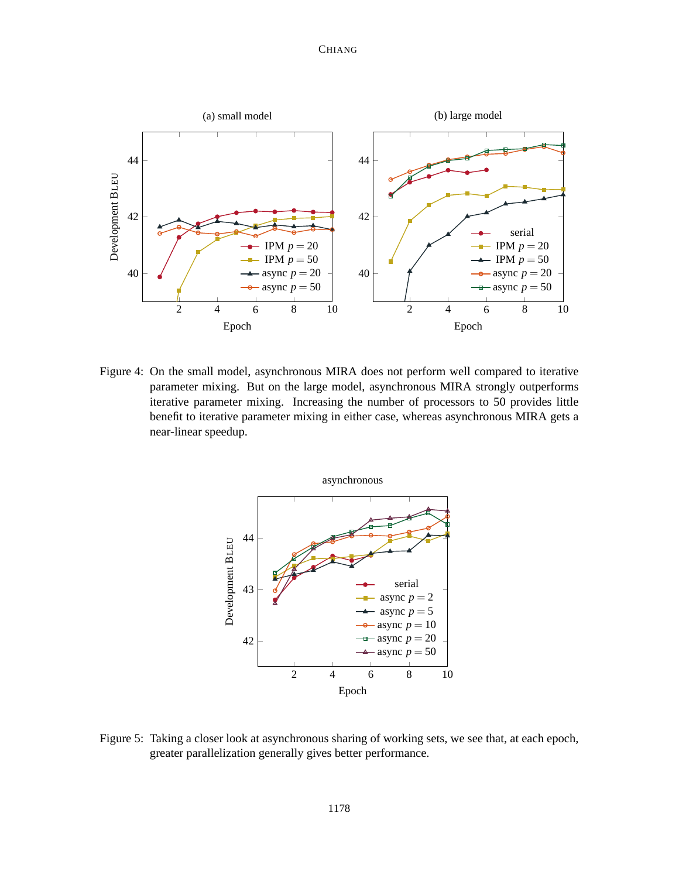Figure 4: On the small model, asynchronous MIRA does not perform well compared to iterative parameter mixing. But on the large model, asynchronous MIRA strongly outperforms iterative parameter mixing. Increasing the number of processors to 50 provides little benefit to iterative parameter mixing in either case, whereas asynchronous MIRA gets a near-linear speedup.

Figure 5: Taking a closer look at asynchronous sharing of working sets, we see that, at each epoch, greater parallelization generally gives better performance.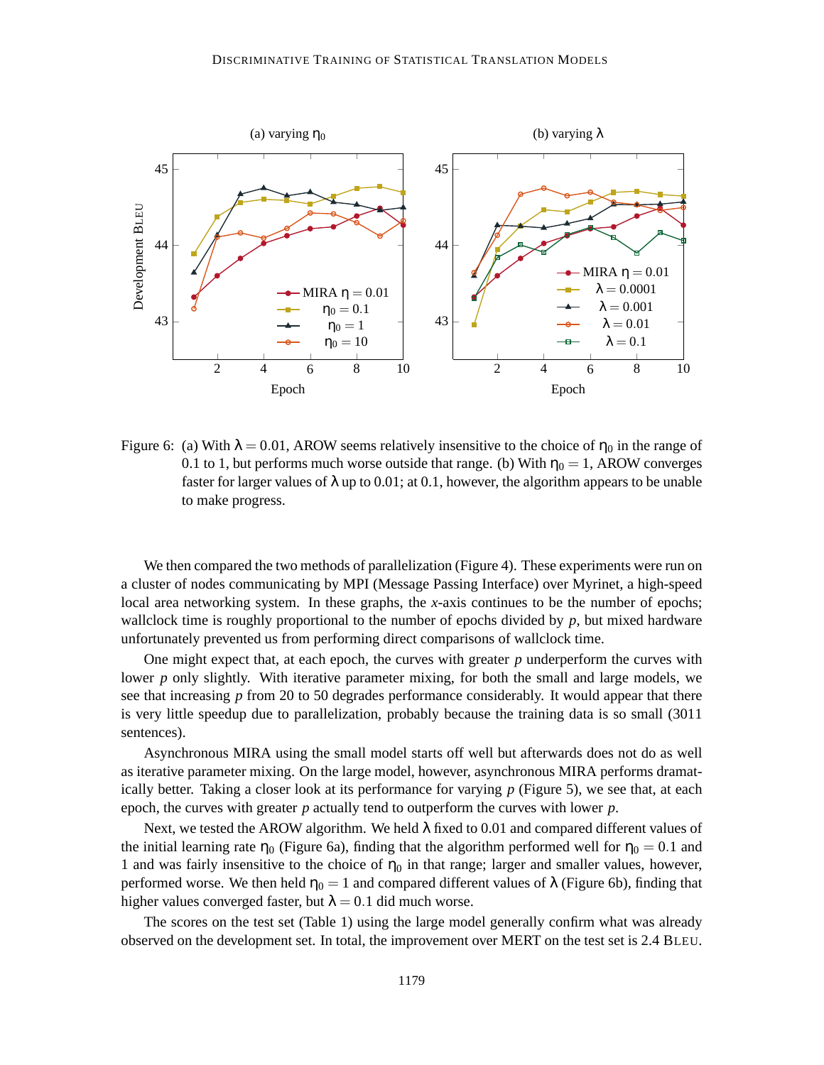Figure 6: (a) With $\lambda = 0.01$, AROW seems relatively insensitive to the choice of $\eta_0$ in the range of 0.1 to 1, but performs much worse outside that range. (b) With $\eta_0 = 1$, AROW converges faster for larger values of $\lambda$ up to 0.01; at 0.1, however, the algorithm appears to be unable to make progress.

We then compared the two methods of parallelization (Figure 4). These experiments were run on a cluster of nodes communicating by MPI (Message Passing Interface) over Myrinet, a high-speed local area networking system. In these graphs, the $x$-axis continues to be the number of epochs; wallclock time is roughly proportional to the number of epochs divided by $p$, but mixed hardware unfortunately prevented us from performing direct comparisons of wallclock time.

One might expect that, at each epoch, the curves with greater $p$ underperform the curves with lower $p$ only slightly. With iterative parameter mixing, for both the small and large models, we see that increasing $p$ from 20 to 50 degrades performance considerably. It would appear that there is very little speedup due to parallelization, probably because the training data is so small (3011 sentences).

Asynchronous MIRA using the small model starts off well but afterwards does not do as well as iterative parameter mixing. On the large model, however, asynchronous MIRA performs dramatically better. Taking a closer look at its performance for varying $p$ (Figure 5), we see that, at each epoch, the curves with greater $p$ actually tend to outperform the curves with lower $p$.

Next, we tested the AROW algorithm. We held $\lambda$ fixed to 0.01 and compared different values of the initial learning rate $\eta_0$ (Figure 6a), finding that the algorithm performed well for $\eta_0 = 0.1$ and 1 and was fairly insensitive to the choice of $\eta_0$ in that range; larger and smaller values, however, performed worse. We then held $\eta_0 = 1$ and compared different values of $\lambda$ (Figure 6b), finding that higher values converged faster, but $\lambda = 0.1$ did much worse.

The scores on the test set (Table 1) using the large model generally confirm what was already observed on the development set. In total, the improvement over MERT on the test set is 2.4 BLEU.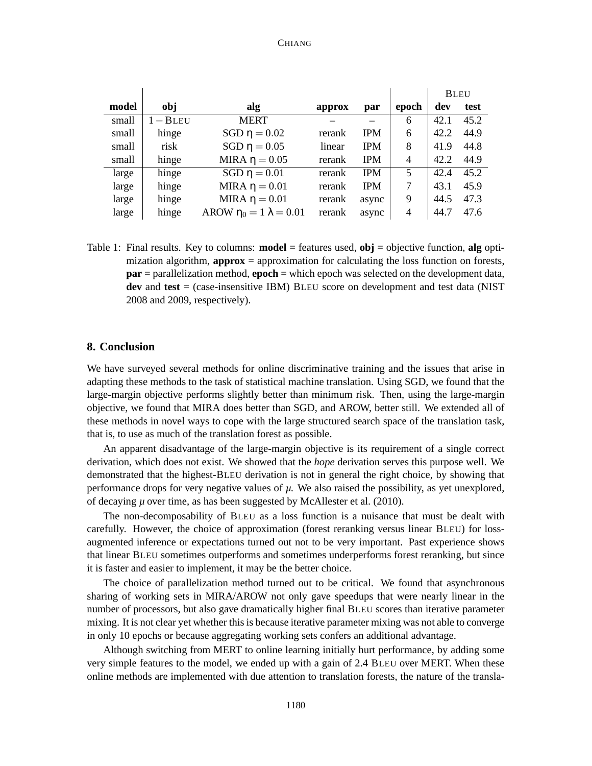| model | obj | alg | approx | par | epoch | BLEU dev | BLEU test |
| --- | --- | --- | --- | --- | --- | --- | --- |
| small | $1 - $ BLEU | MERT | – | – | 6 | 42.1 | 45.2 |
| small | hinge | SGD $\eta = 0.02$ | rerank | IPM | 6 | 42.2 | 44.9 |
| small | risk | SGD $\eta = 0.05$ | linear | IPM | 8 | 41.9 | 44.8 |
| small | hinge | MIRA $\eta = 0.05$ | rerank | IPM | 4 | 42.2 | 44.9 |
| large | hinge | SGD $\eta = 0.01$ | rerank | IPM | 5 | 42.4 | 45.2 |
| large | hinge | MIRA $\eta = 0.01$ | rerank | IPM | 7 | 43.1 | 45.9 |
| large | hinge | MIRA $\eta = 0.01$ | rerank | async | 9 | 44.5 | 47.3 |
| large | hinge | AROW $\eta_0 = 1$ $\lambda = 0.01$ | rerank | async | 4 | 44.7 | 47.6 |

Table 1: Final results. Key to columns: **model** = features used, **obj** = objective function, **alg** optimization algorithm, **approx** = approximation for calculating the loss function on forests, **par** = parallelization method, **epoch** = which epoch was selected on the development data, **dev** and **test** = (case-insensitive IBM) BLEU score on development and test data (NIST 2008 and 2009, respectively).

## 8. Conclusion

We have surveyed several methods for online discriminative training and the issues that arise in adapting these methods to the task of statistical machine translation. Using SGD, we found that the large-margin objective performs slightly better than minimum risk. Then, using the large-margin objective, we found that MIRA does better than SGD, and AROW, better still. We extended all of these methods in novel ways to cope with the large structured search space of the translation task, that is, to use as much of the translation forest as possible.

An apparent disadvantage of the large-margin objective is its requirement of a single correct derivation, which does not exist. We showed that the *hope* derivation serves this purpose well. We demonstrated that the highest-BLEU derivation is not in general the right choice, by showing that performance drops for very negative values of $\mu$. We also raised the possibility, as yet unexplored, of decaying $\mu$ over time, as has been suggested by McAllester et al. (2010).

The non-decomposability of BLEU as a loss function is a nuisance that must be dealt with carefully. However, the choice of approximation (forest reranking versus linear BLEU) for loss-augmented inference or expectations turned out not to be very important. Past experience shows that linear BLEU sometimes outperforms and sometimes underperforms forest reranking, but since it is faster and easier to implement, it may be the better choice.

The choice of parallelization method turned out to be critical. We found that asynchronous sharing of working sets in MIRA/AROW not only gave speedups that were nearly linear in the number of processors, but also gave dramatically higher final BLEU scores than iterative parameter mixing. It is not clear yet whether this is because iterative parameter mixing was not able to converge in only 10 epochs or because aggregating working sets confers an additional advantage.

Although switching from MERT to online learning initially hurt performance, by adding some very simple features to the model, we ended up with a gain of 2.4 BLEU over MERT. When these online methods are implemented with due attention to translation forests, the nature of the transla-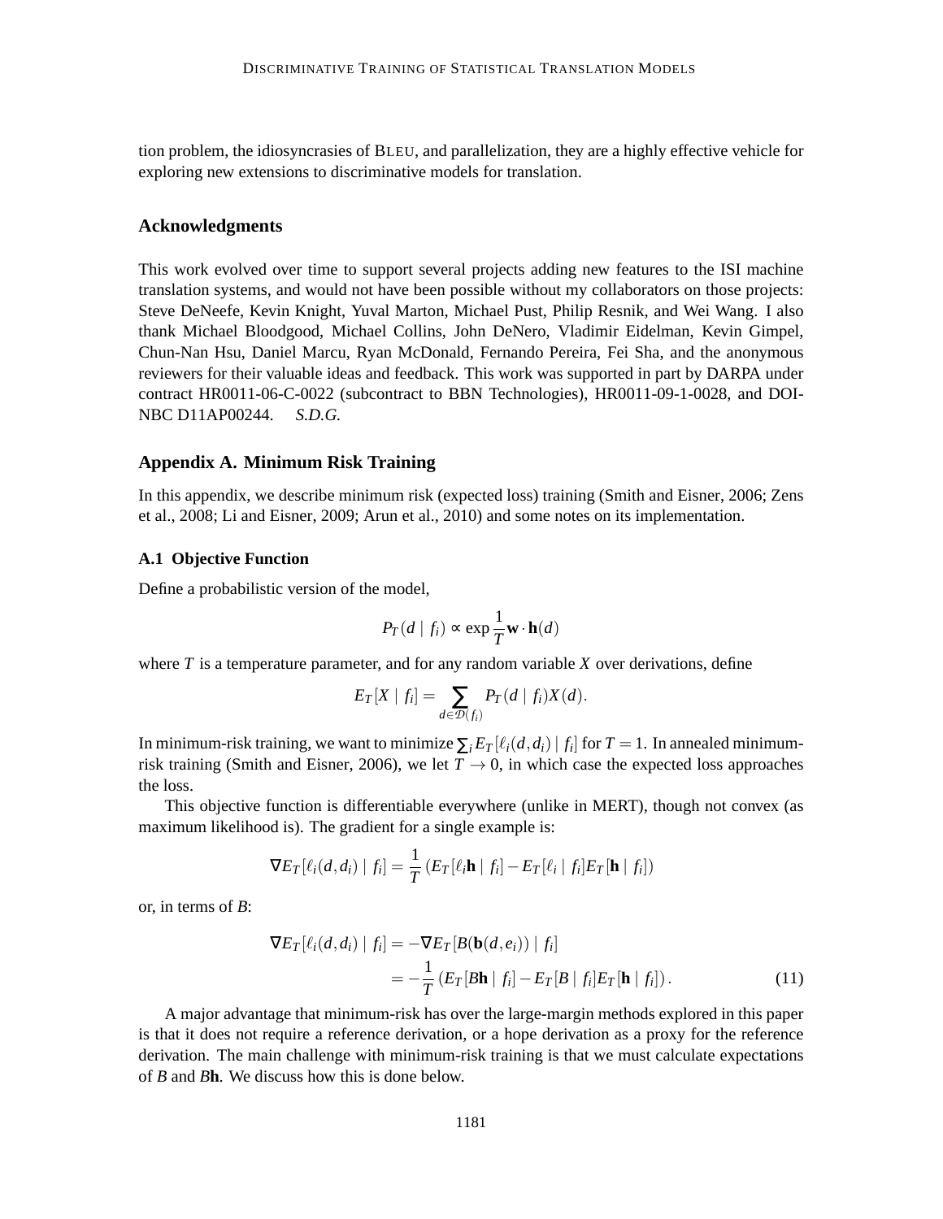tion problem, the idiosyncrasies of BLEU, and parallelization, they are a highly effective vehicle for exploring new extensions to discriminative models for translation.

## Acknowledgments

This work evolved over time to support several projects adding new features to the ISI machine translation systems, and would not have been possible without my collaborators on those projects: Steve DeNeefe, Kevin Knight, Yuval Marton, Michael Pust, Philip Resnik, and Wei Wang. I also thank Michael Bloodgood, Michael Collins, John DeNero, Vladimir Eidelman, Kevin Gimpel, Chun-Nan Hsu, Daniel Marcu, Ryan McDonald, Fernando Pereira, Fei Sha, and the anonymous reviewers for their valuable ideas and feedback. This work was supported in part by DARPA under contract HR0011-06-C-0022 (subcontract to BBN Technologies), HR0011-09-1-0028, and DOI-NBC D11AP00244. *S.D.G.*

## Appendix A. Minimum Risk Training

In this appendix, we describe minimum risk (expected loss) training (Smith and Eisner, 2006; Zens et al., 2008; Li and Eisner, 2009; Arun et al., 2010) and some notes on its implementation.

### A.1 Objective Function

Define a probabilistic version of the model,

$$P_T(d \mid f_i) \propto \exp \frac{1}{T} \mathbf{w} \cdot \mathbf{h}(d)$$

where $T$ is a temperature parameter, and for any random variable $X$ over derivations, define

$$E_T[X \mid f_i] = \sum_{d \in \mathcal{D}(f_i)} P_T(d \mid f_i) X(d).$$

In minimum-risk training, we want to minimize $\sum_i E_T[\ell_i(d, d_i) \mid f_i]$ for $T = 1$. In annealed minimum-risk training (Smith and Eisner, 2006), we let $T \to 0$, in which case the expected loss approaches the loss.

This objective function is differentiable everywhere (unlike in MERT), though not convex (as maximum likelihood is). The gradient for a single example is:

$$\nabla E_T[\ell_i(d, d_i) \mid f_i] = \frac{1}{T} \left( E_T[\ell_i \mathbf{h} \mid f_i] - E_T[\ell_i \mid f_i] E_T[\mathbf{h} \mid f_i] \right)$$

or, in terms of $B$:

$$\begin{aligned} \nabla E_T[\ell_i(d, d_i) \mid f_i] &= -\nabla E_T[B(\mathbf{b}(d, e_i)) \mid f_i] \\ &= -\frac{1}{T} \left( E_T[B\mathbf{h} \mid f_i] - E_T[B \mid f_i] E_T[\mathbf{h} \mid f_i] \right). \end{aligned} \tag{11}$$

A major advantage that minimum-risk has over the large-margin methods explored in this paper is that it does not require a reference derivation, or a hope derivation as a proxy for the reference derivation. The main challenge with minimum-risk training is that we must calculate expectations of $B$ and $B\mathbf{h}$. We discuss how this is done below.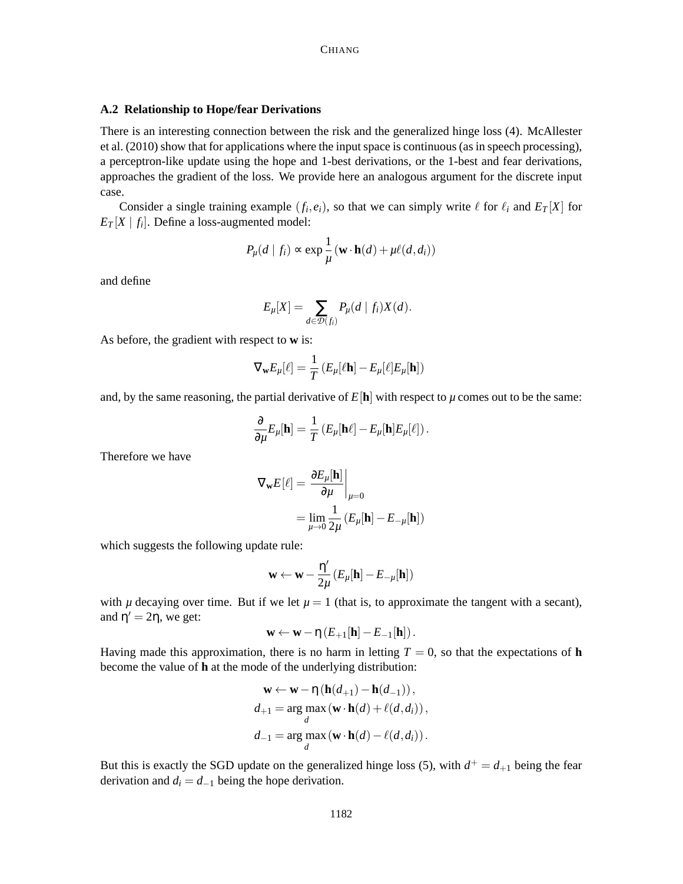### A.2 Relationship to Hope/fear Derivations

There is an interesting connection between the risk and the generalized hinge loss (4). McAllester et al. (2010) show that for applications where the input space is continuous (as in speech processing), a perceptron-like update using the hope and 1-best derivations, or the 1-best and fear derivations, approaches the gradient of the loss. We provide here an analogous argument for the discrete input case.

Consider a single training example $(f_i, e_i)$, so that we can simply write $\ell$ for $\ell_i$ and $E_T[X]$ for $E_T[X \mid f_i]$. Define a loss-augmented model:

$$P_\mu(d \mid f_i) \propto \exp \frac{1}{\mu} (\mathbf{w} \cdot \mathbf{h}(d) + \mu \ell(d, d_i))$$

and define

$$E_\mu[X] = \sum_{d \in \mathcal{D}(f_i)} P_\mu(d \mid f_i) X(d).$$

As before, the gradient with respect to $\mathbf{w}$ is:

$$\nabla_{\mathbf{w}} E_\mu[\ell] = \frac{1}{T} (E_\mu[\ell \mathbf{h}] - E_\mu[\ell] E_\mu[\mathbf{h}])$$

and, by the same reasoning, the partial derivative of $E[\mathbf{h}]$ with respect to $\mu$ comes out to be the same:

$$\frac{\partial}{\partial \mu} E_\mu[\mathbf{h}] = \frac{1}{T} (E_\mu[\mathbf{h} \ell] - E_\mu[\mathbf{h}] E_\mu[\ell]).$$

Therefore we have

$$\begin{aligned} \nabla_{\mathbf{w}} E[\ell] &= \left. \frac{\partial E_\mu[\mathbf{h}]}{\partial \mu} \right|_{\mu=0} \\ &= \lim_{\mu \to 0} \frac{1}{2\mu} (E_\mu[\mathbf{h}] - E_{-\mu}[\mathbf{h}]) \end{aligned}$$

which suggests the following update rule:

$$\mathbf{w} \leftarrow \mathbf{w} - \frac{\eta'}{2\mu} (E_\mu[\mathbf{h}] - E_{-\mu}[\mathbf{h}])$$

with $\mu$ decaying over time. But if we let $\mu = 1$ (that is, to approximate the tangent with a secant), and $\eta' = 2\eta$, we get:

$$\mathbf{w} \leftarrow \mathbf{w} - \eta (E_{+1}[\mathbf{h}] - E_{-1}[\mathbf{h}]).$$

Having made this approximation, there is no harm in letting $T = 0$, so that the expectations of $\mathbf{h}$ become the value of $\mathbf{h}$ at the mode of the underlying distribution:

$$\begin{aligned} \mathbf{w} &\leftarrow \mathbf{w} - \eta (\mathbf{h}(d_{+1}) - \mathbf{h}(d_{-1})), \\ d_{+1} &= \arg\max_d (\mathbf{w} \cdot \mathbf{h}(d) + \ell(d, d_i)), \\ d_{-1} &= \arg\max_d (\mathbf{w} \cdot \mathbf{h}(d) - \ell(d, d_i)). \end{aligned}$$

But this is exactly the SGD update on the generalized hinge loss (5), with $d^+ = d_{+1}$ being the fear derivation and $d_i = d_{-1}$ being the hope derivation.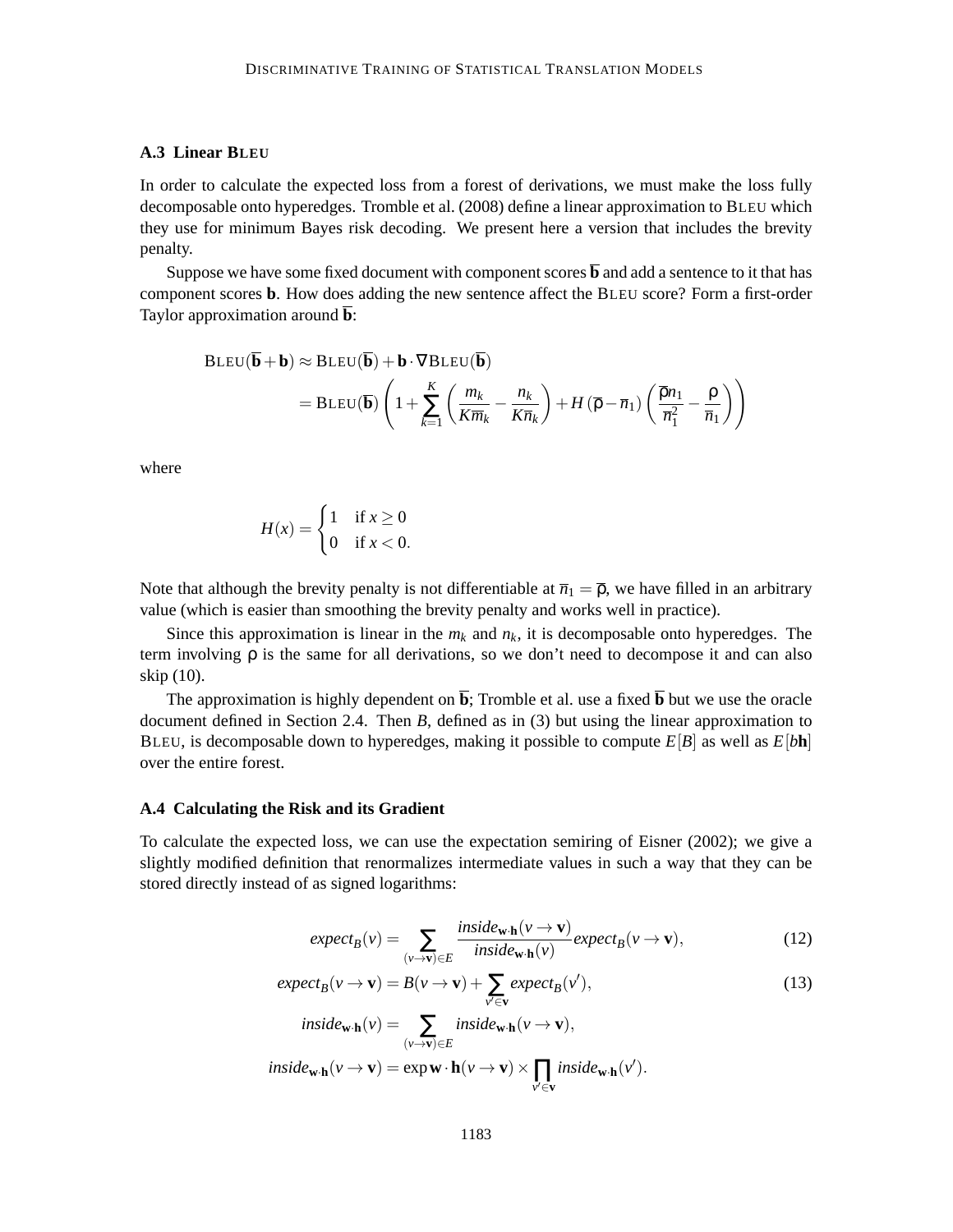### A.3 Linear BLEU

In order to calculate the expected loss from a forest of derivations, we must make the loss fully decomposable onto hyperedges. Tromble et al. (2008) define a linear approximation to BLEU which they use for minimum Bayes risk decoding. We present here a version that includes the brevity penalty.

Suppose we have some fixed document with component scores $\overline{\mathbf{b}}$ and add a sentence to it that has component scores $\mathbf{b}$. How does adding the new sentence affect the BLEU score? Form a first-order Taylor approximation around $\overline{\mathbf{b}}$:

$$
\begin{aligned}
\text{BLEU}(\overline{\mathbf{b}}+\mathbf{b}) &\approx \text{BLEU}(\overline{\mathbf{b}}) + \mathbf{b} \cdot \nabla \text{BLEU}(\overline{\mathbf{b}}) \\
&= \text{BLEU}(\overline{\mathbf{b}}) \left( 1 + \sum_{k=1}^{K} \left( \frac{m_k}{K \overline{m}_k} - \frac{n_k}{K \overline{n}_k} \right) + H\left(\overline{\rho} - \overline{n}_1\right) \left( \frac{\overline{\rho} n_1}{\overline{n}_1^2} - \frac{\rho}{\overline{n}_1} \right) \right)
\end{aligned}
$$

where

$$
H(x) = \begin{cases} 1 & \text{if } x \geq 0 \\ 0 & \text{if } x < 0. \end{cases}
$$

Note that although the brevity penalty is not differentiable at $\overline{n}_1 = \overline{\rho}$, we have filled in an arbitrary value (which is easier than smoothing the brevity penalty and works well in practice).

Since this approximation is linear in the $m_k$ and $n_k$, it is decomposable onto hyperedges. The term involving $\rho$ is the same for all derivations, so we don't need to decompose it and can also skip (10).

The approximation is highly dependent on $\overline{\mathbf{b}}$; Tromble et al. use a fixed $\overline{\mathbf{b}}$ but we use the oracle document defined in Section 2.4. Then $B$, defined as in (3) but using the linear approximation to BLEU, is decomposable down to hyperedges, making it possible to compute $E[B]$ as well as $E[b\mathbf{h}]$ over the entire forest.

### A.4 Calculating the Risk and its Gradient

To calculate the expected loss, we can use the expectation semiring of Eisner (2002); we give a slightly modified definition that renormalizes intermediate values in such a way that they can be stored directly instead of as signed logarithms:

$$
\mathit{expect}_B(v) = \sum_{(v \to \mathbf{v}) \in E} \frac{\mathit{inside}_{\mathbf{w} \cdot \mathbf{h}}(v \to \mathbf{v})}{\mathit{inside}_{\mathbf{w} \cdot \mathbf{h}}(v)} \mathit{expect}_B(v \to \mathbf{v}), \tag{12}
$$

$$
\mathit{expect}_B(v \to \mathbf{v}) = B(v \to \mathbf{v}) + \sum_{v' \in \mathbf{v}} \mathit{expect}_B(v'), \tag{13}
$$

$$
\mathit{inside}_{\mathbf{w} \cdot \mathbf{h}}(v) = \sum_{(v \to \mathbf{v}) \in E} \mathit{inside}_{\mathbf{w} \cdot \mathbf{h}}(v \to \mathbf{v}),
$$

$$
\mathit{inside}_{\mathbf{w} \cdot \mathbf{h}}(v \to \mathbf{v}) = \exp \mathbf{w} \cdot \mathbf{h}(v \to \mathbf{v}) \times \prod_{v' \in \mathbf{v}} \mathit{inside}_{\mathbf{w} \cdot \mathbf{h}}(v').
$$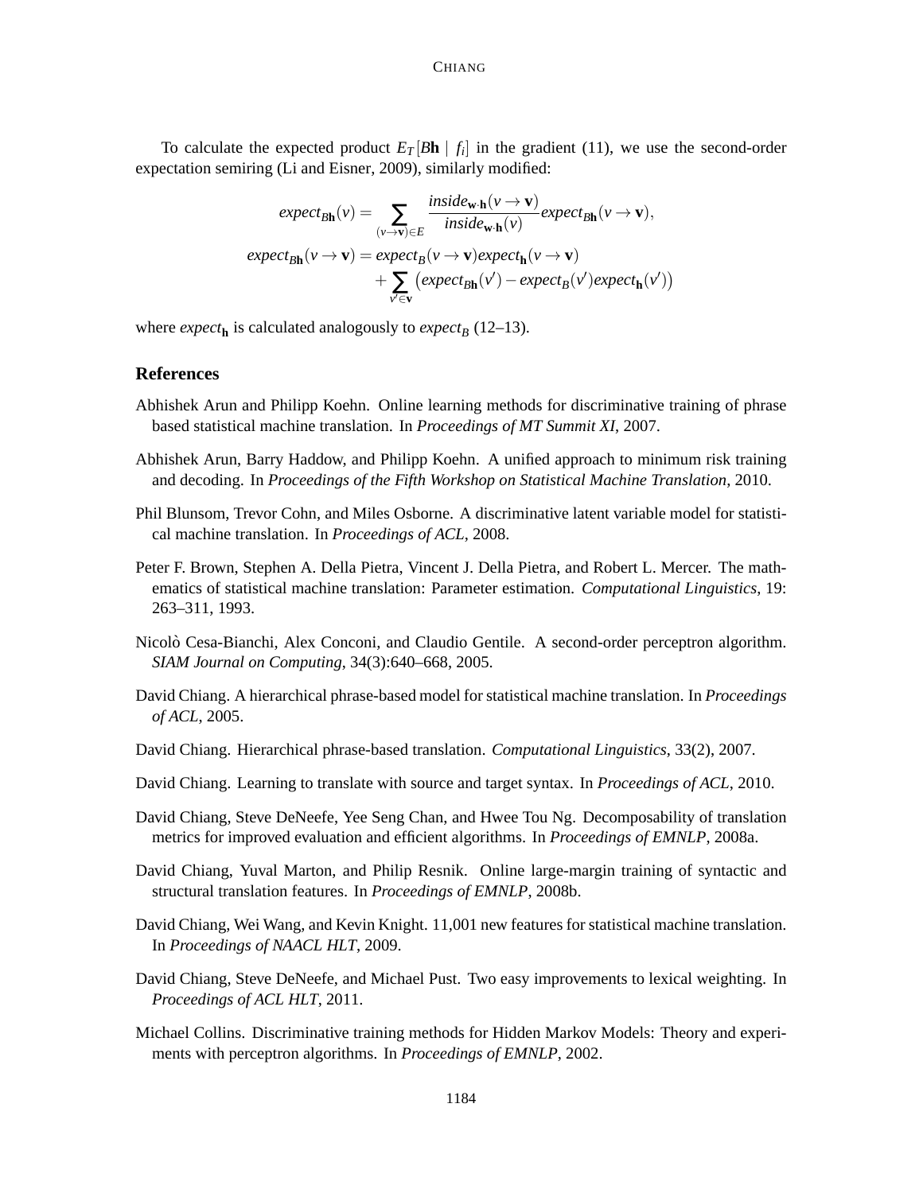To calculate the expected product $E_T[B\mathbf{h} \mid f_i]$ in the gradient (11), we use the second-order expectation semiring (Li and Eisner, 2009), similarly modified:

$$
\begin{aligned}
\mathit{expect}_{B\mathbf{h}}(v) &= \sum_{(v \to \mathbf{v}) \in E} \frac{\mathit{inside}_{\mathbf{w}\cdot\mathbf{h}}(v \to \mathbf{v})}{\mathit{inside}_{\mathbf{w}\cdot\mathbf{h}}(v)} \mathit{expect}_{B\mathbf{h}}(v \to \mathbf{v}), \\
\mathit{expect}_{B\mathbf{h}}(v \to \mathbf{v}) &= \mathit{expect}_{B}(v \to \mathbf{v}) \mathit{expect}_{\mathbf{h}}(v \to \mathbf{v}) \\
&\quad + \sum_{v' \in \mathbf{v}} \left( \mathit{expect}_{B\mathbf{h}}(v') - \mathit{expect}_{B}(v') \mathit{expect}_{\mathbf{h}}(v') \right)
\end{aligned}
$$

where $\mathit{expect}_{\mathbf{h}}$ is calculated analogously to $\mathit{expect}_B$ (12–13).

## References

Abhishek Arun and Philipp Koehn. Online learning methods for discriminative training of phrase based statistical machine translation. In *Proceedings of MT Summit XI*, 2007.

Abhishek Arun, Barry Haddow, and Philipp Koehn. A unified approach to minimum risk training and decoding. In *Proceedings of the Fifth Workshop on Statistical Machine Translation*, 2010.

Phil Blunsom, Trevor Cohn, and Miles Osborne. A discriminative latent variable model for statistical machine translation. In *Proceedings of ACL*, 2008.

Peter F. Brown, Stephen A. Della Pietra, Vincent J. Della Pietra, and Robert L. Mercer. The mathematics of statistical machine translation: Parameter estimation. *Computational Linguistics*, 19: 263–311, 1993.

Nicolò Cesa-Bianchi, Alex Conconi, and Claudio Gentile. A second-order perceptron algorithm. *SIAM Journal on Computing*, 34(3):640–668, 2005.

David Chiang. A hierarchical phrase-based model for statistical machine translation. In *Proceedings of ACL*, 2005.

David Chiang. Hierarchical phrase-based translation. *Computational Linguistics*, 33(2), 2007.

David Chiang. Learning to translate with source and target syntax. In *Proceedings of ACL*, 2010.

David Chiang, Steve DeNeefe, Yee Seng Chan, and Hwee Tou Ng. Decomposability of translation metrics for improved evaluation and efficient algorithms. In *Proceedings of EMNLP*, 2008a.

David Chiang, Yuval Marton, and Philip Resnik. Online large-margin training of syntactic and structural translation features. In *Proceedings of EMNLP*, 2008b.

David Chiang, Wei Wang, and Kevin Knight. 11,001 new features for statistical machine translation. In *Proceedings of NAACL HLT*, 2009.

David Chiang, Steve DeNeefe, and Michael Pust. Two easy improvements to lexical weighting. In *Proceedings of ACL HLT*, 2011.

Michael Collins. Discriminative training methods for Hidden Markov Models: Theory and experiments with perceptron algorithms. In *Proceedings of EMNLP*, 2002.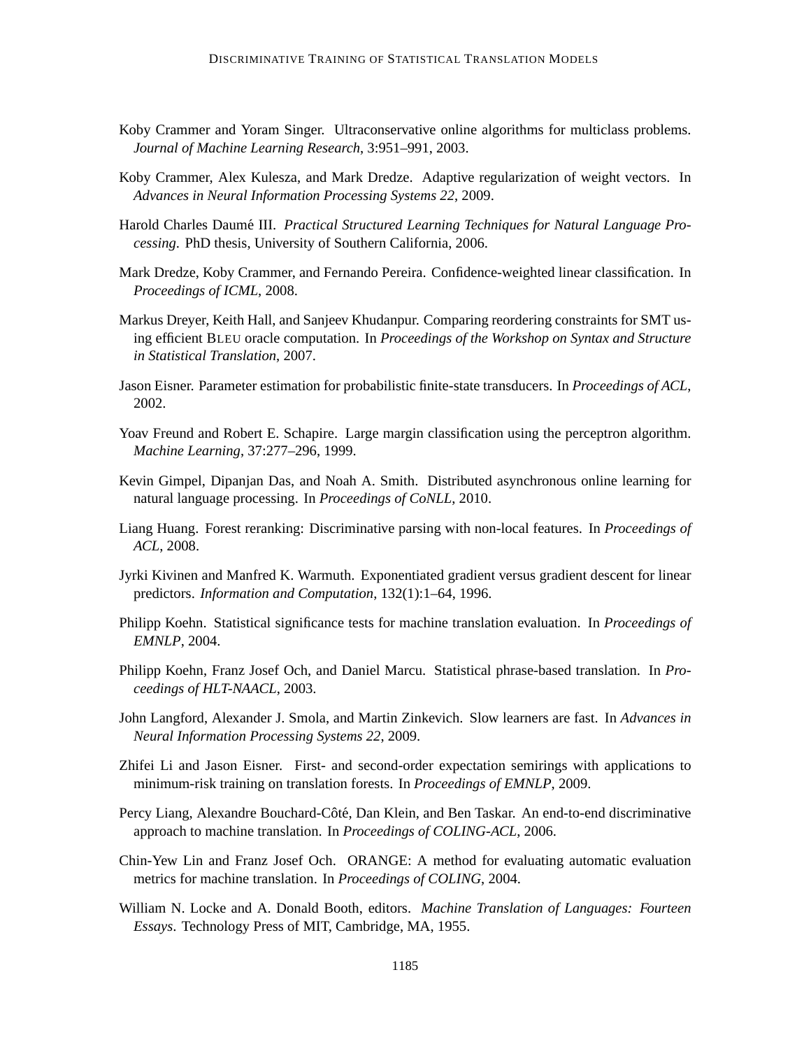Koby Crammer and Yoram Singer. Ultraconservative online algorithms for multiclass problems. *Journal of Machine Learning Research*, 3:951–991, 2003.

Koby Crammer, Alex Kulesza, and Mark Dredze. Adaptive regularization of weight vectors. In *Advances in Neural Information Processing Systems 22*, 2009.

Harold Charles Daumé III. *Practical Structured Learning Techniques for Natural Language Processing*. PhD thesis, University of Southern California, 2006.

Mark Dredze, Koby Crammer, and Fernando Pereira. Confidence-weighted linear classification. In *Proceedings of ICML*, 2008.

Markus Dreyer, Keith Hall, and Sanjeev Khudanpur. Comparing reordering constraints for SMT using efficient BLEU oracle computation. In *Proceedings of the Workshop on Syntax and Structure in Statistical Translation*, 2007.

Jason Eisner. Parameter estimation for probabilistic finite-state transducers. In *Proceedings of ACL*, 2002.

Yoav Freund and Robert E. Schapire. Large margin classification using the perceptron algorithm. *Machine Learning*, 37:277–296, 1999.

Kevin Gimpel, Dipanjan Das, and Noah A. Smith. Distributed asynchronous online learning for natural language processing. In *Proceedings of CoNLL*, 2010.

Liang Huang. Forest reranking: Discriminative parsing with non-local features. In *Proceedings of ACL*, 2008.

Jyrki Kivinen and Manfred K. Warmuth. Exponentiated gradient versus gradient descent for linear predictors. *Information and Computation*, 132(1):1–64, 1996.

Philipp Koehn. Statistical significance tests for machine translation evaluation. In *Proceedings of EMNLP*, 2004.

Philipp Koehn, Franz Josef Och, and Daniel Marcu. Statistical phrase-based translation. In *Proceedings of HLT-NAACL*, 2003.

John Langford, Alexander J. Smola, and Martin Zinkevich. Slow learners are fast. In *Advances in Neural Information Processing Systems 22*, 2009.

Zhifei Li and Jason Eisner. First- and second-order expectation semirings with applications to minimum-risk training on translation forests. In *Proceedings of EMNLP*, 2009.

Percy Liang, Alexandre Bouchard-Côté, Dan Klein, and Ben Taskar. An end-to-end discriminative approach to machine translation. In *Proceedings of COLING-ACL*, 2006.

Chin-Yew Lin and Franz Josef Och. ORANGE: A method for evaluating automatic evaluation metrics for machine translation. In *Proceedings of COLING*, 2004.

William N. Locke and A. Donald Booth, editors. *Machine Translation of Languages: Fourteen Essays*. Technology Press of MIT, Cambridge, MA, 1955.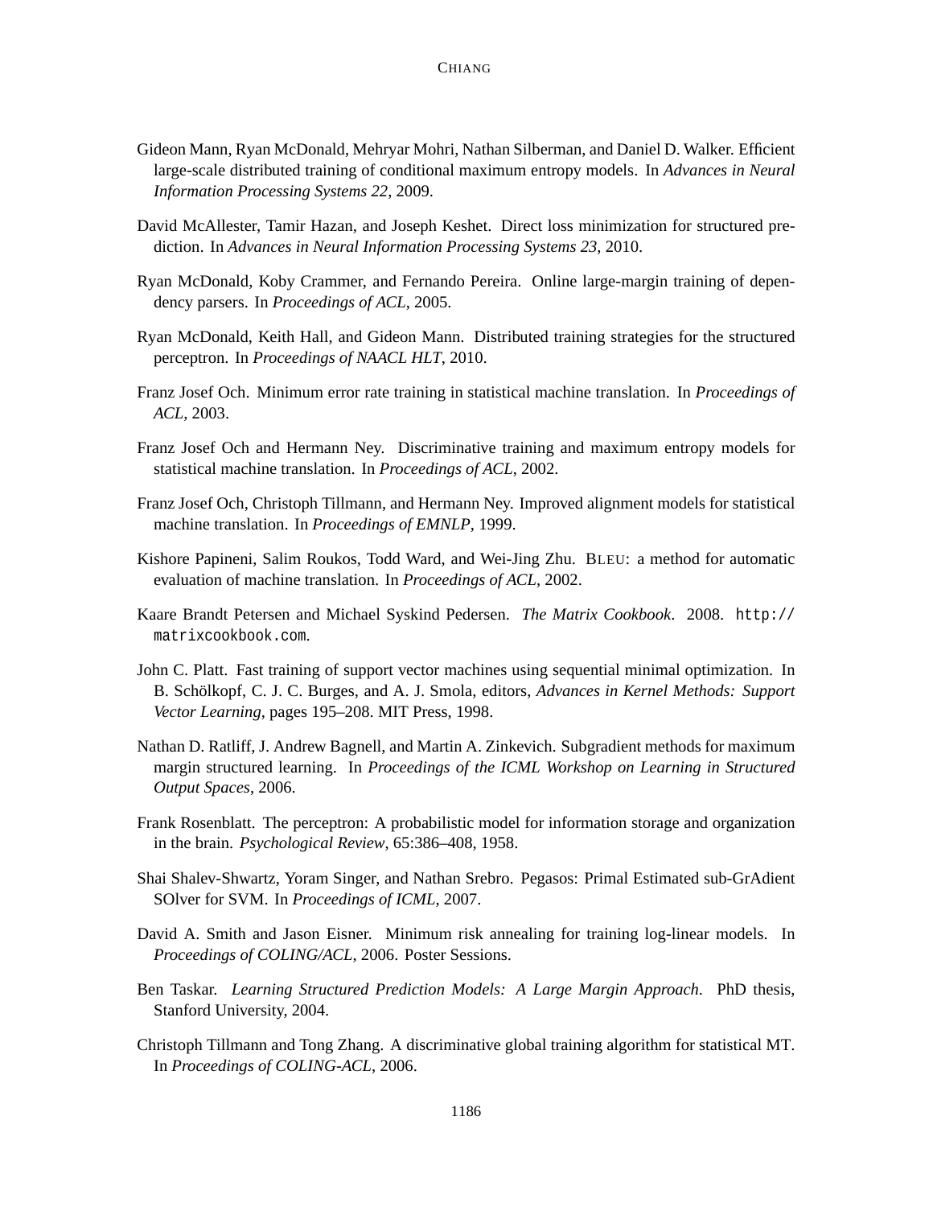Gideon Mann, Ryan McDonald, Mehryar Mohri, Nathan Silberman, and Daniel D. Walker. Efficient large-scale distributed training of conditional maximum entropy models. In *Advances in Neural Information Processing Systems 22*, 2009.

David McAllester, Tamir Hazan, and Joseph Keshet. Direct loss minimization for structured prediction. In *Advances in Neural Information Processing Systems 23*, 2010.

Ryan McDonald, Koby Crammer, and Fernando Pereira. Online large-margin training of dependency parsers. In *Proceedings of ACL*, 2005.

Ryan McDonald, Keith Hall, and Gideon Mann. Distributed training strategies for the structured perceptron. In *Proceedings of NAACL HLT*, 2010.

Franz Josef Och. Minimum error rate training in statistical machine translation. In *Proceedings of ACL*, 2003.

Franz Josef Och and Hermann Ney. Discriminative training and maximum entropy models for statistical machine translation. In *Proceedings of ACL*, 2002.

Franz Josef Och, Christoph Tillmann, and Hermann Ney. Improved alignment models for statistical machine translation. In *Proceedings of EMNLP*, 1999.

Kishore Papineni, Salim Roukos, Todd Ward, and Wei-Jing Zhu. BLEU: a method for automatic evaluation of machine translation. In *Proceedings of ACL*, 2002.

Kaare Brandt Petersen and Michael Syskind Pedersen. *The Matrix Cookbook*. 2008. `http://matrixcookbook.com`.

John C. Platt. Fast training of support vector machines using sequential minimal optimization. In B. Schölkopf, C. J. C. Burges, and A. J. Smola, editors, *Advances in Kernel Methods: Support Vector Learning*, pages 195–208. MIT Press, 1998.

Nathan D. Ratliff, J. Andrew Bagnell, and Martin A. Zinkevich. Subgradient methods for maximum margin structured learning. In *Proceedings of the ICML Workshop on Learning in Structured Output Spaces*, 2006.

Frank Rosenblatt. The perceptron: A probabilistic model for information storage and organization in the brain. *Psychological Review*, 65:386–408, 1958.

Shai Shalev-Shwartz, Yoram Singer, and Nathan Srebro. Pegasos: Primal Estimated sub-GrAdient SOlver for SVM. In *Proceedings of ICML*, 2007.

David A. Smith and Jason Eisner. Minimum risk annealing for training log-linear models. In *Proceedings of COLING/ACL*, 2006. Poster Sessions.

Ben Taskar. *Learning Structured Prediction Models: A Large Margin Approach*. PhD thesis, Stanford University, 2004.

Christoph Tillmann and Tong Zhang. A discriminative global training algorithm for statistical MT. In *Proceedings of COLING-ACL*, 2006.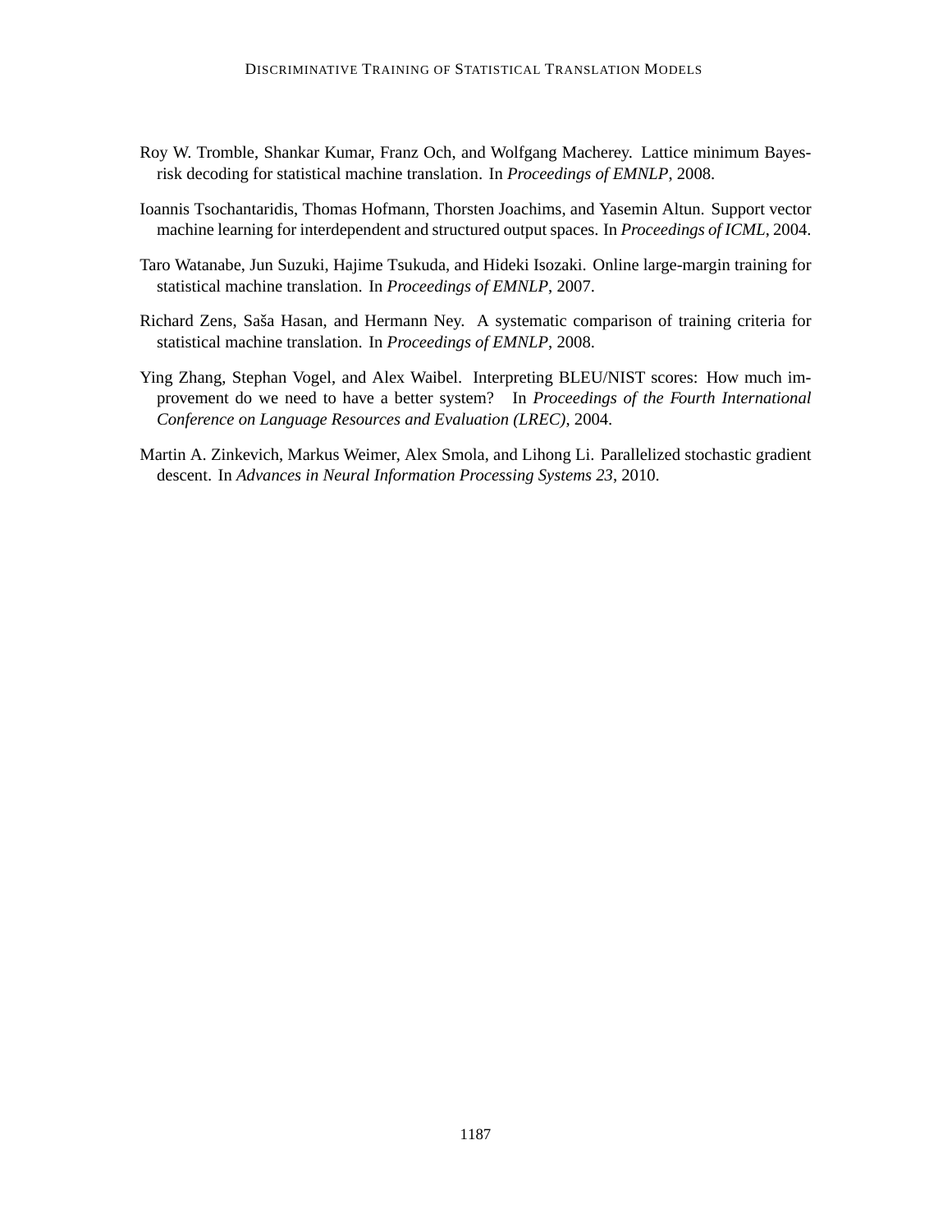Roy W. Tromble, Shankar Kumar, Franz Och, and Wolfgang Macherey. Lattice minimum Bayes-risk decoding for statistical machine translation. In *Proceedings of EMNLP*, 2008.

Ioannis Tsochantaridis, Thomas Hofmann, Thorsten Joachims, and Yasemin Altun. Support vector machine learning for interdependent and structured output spaces. In *Proceedings of ICML*, 2004.

Taro Watanabe, Jun Suzuki, Hajime Tsukuda, and Hideki Isozaki. Online large-margin training for statistical machine translation. In *Proceedings of EMNLP*, 2007.

Richard Zens, Saša Hasan, and Hermann Ney. A systematic comparison of training criteria for statistical machine translation. In *Proceedings of EMNLP*, 2008.

Ying Zhang, Stephan Vogel, and Alex Waibel. Interpreting BLEU/NIST scores: How much improvement do we need to have a better system? In *Proceedings of the Fourth International Conference on Language Resources and Evaluation (LREC)*, 2004.

Martin A. Zinkevich, Markus Weimer, Alex Smola, and Lihong Li. Parallelized stochastic gradient descent. In *Advances in Neural Information Processing Systems 23*, 2010.